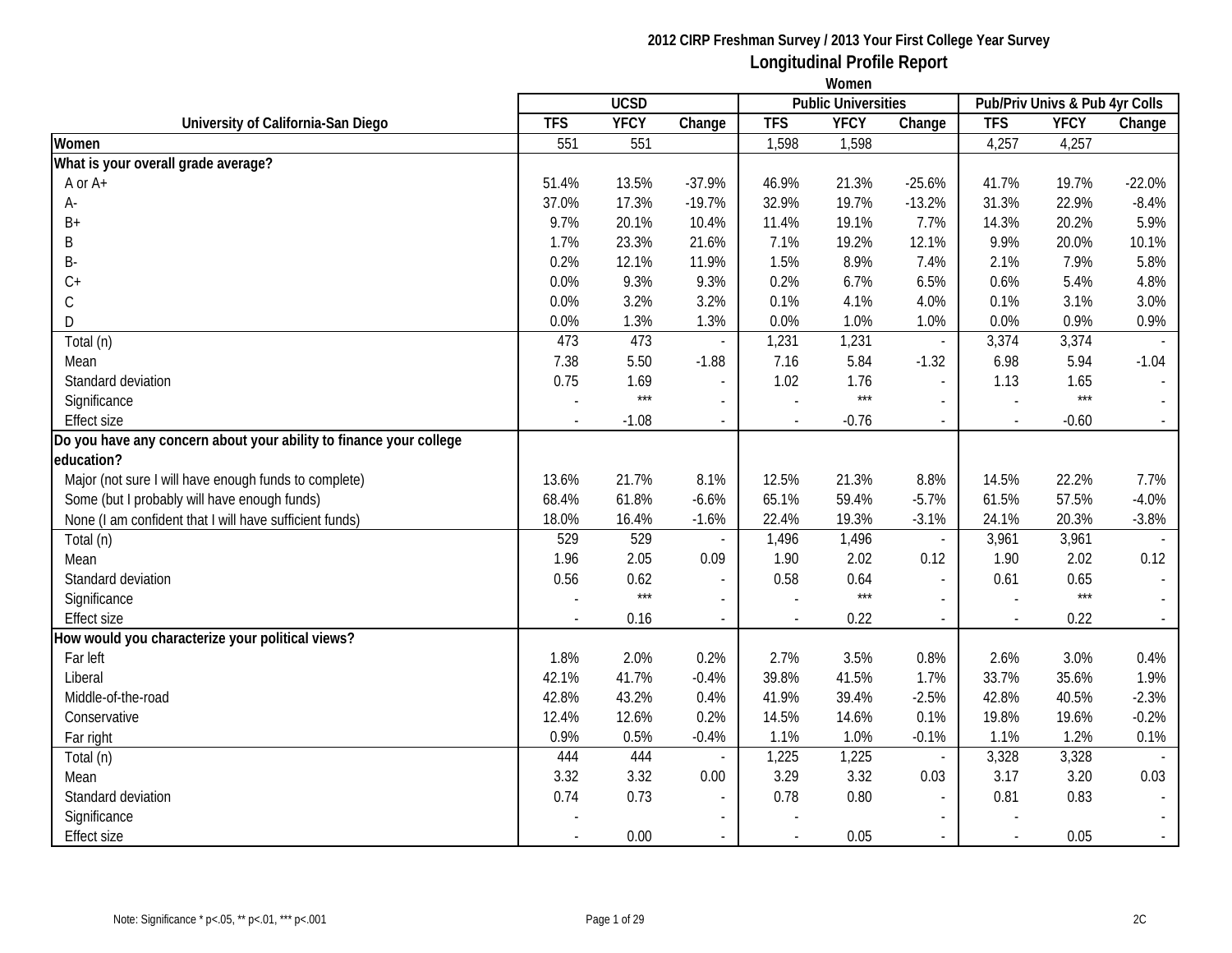**2012 CIRP Freshman Survey / 2013 Your First College Year Survey**

# Longitudinal Profile Report

**Women**

| University of California-San Diego | UCSD | | | Public Universities | | | Pub/Priv Univs & Pub 4yr Colls | | |
|---|---|---|---|---|---|---|---|---|---|
| | TFS | YFCY | Change | TFS | YFCY | Change | TFS | YFCY | Change |
| **Women** | 551 | 551 | | 1,598 | 1,598 | | 4,257 | 4,257 | |
| **What is your overall grade average?** | | | | | | | | | |
| A or A+ | 51.4% | 13.5% | -37.9% | 46.9% | 21.3% | -25.6% | 41.7% | 19.7% | -22.0% |
| A- | 37.0% | 17.3% | -19.7% | 32.9% | 19.7% | -13.2% | 31.3% | 22.9% | -8.4% |
| B+ | 9.7% | 20.1% | 10.4% | 11.4% | 19.1% | 7.7% | 14.3% | 20.2% | 5.9% |
| B | 1.7% | 23.3% | 21.6% | 7.1% | 19.2% | 12.1% | 9.9% | 20.0% | 10.1% |
| B- | 0.2% | 12.1% | 11.9% | 1.5% | 8.9% | 7.4% | 2.1% | 7.9% | 5.8% |
| C+ | 0.0% | 9.3% | 9.3% | 0.2% | 6.7% | 6.5% | 0.6% | 5.4% | 4.8% |
| C | 0.0% | 3.2% | 3.2% | 0.1% | 4.1% | 4.0% | 0.1% | 3.1% | 3.0% |
| D | 0.0% | 1.3% | 1.3% | 0.0% | 1.0% | 1.0% | 0.0% | 0.9% | 0.9% |
| Total (n) | 473 | 473 | - | 1,231 | 1,231 | - | 3,374 | 3,374 | - |
| Mean | 7.38 | 5.50 | -1.88 | 7.16 | 5.84 | -1.32 | 6.98 | 5.94 | -1.04 |
| Standard deviation | 0.75 | 1.69 | - | 1.02 | 1.76 | - | 1.13 | 1.65 | - |
| Significance | - | *** | - | - | *** | - | - | *** | - |
| Effect size | - | -1.08 | - | - | -0.76 | - | - | -0.60 | - |
| **Do you have any concern about your ability to finance your college education?** | | | | | | | | | |
| Major (not sure I will have enough funds to complete) | 13.6% | 21.7% | 8.1% | 12.5% | 21.3% | 8.8% | 14.5% | 22.2% | 7.7% |
| Some (but I probably will have enough funds) | 68.4% | 61.8% | -6.6% | 65.1% | 59.4% | -5.7% | 61.5% | 57.5% | -4.0% |
| None (I am confident that I will have sufficient funds) | 18.0% | 16.4% | -1.6% | 22.4% | 19.3% | -3.1% | 24.1% | 20.3% | -3.8% |
| Total (n) | 529 | 529 | - | 1,496 | 1,496 | - | 3,961 | 3,961 | - |
| Mean | 1.96 | 2.05 | 0.09 | 1.90 | 2.02 | 0.12 | 1.90 | 2.02 | 0.12 |
| Standard deviation | 0.56 | 0.62 | - | 0.58 | 0.64 | - | 0.61 | 0.65 | - |
| Significance | - | *** | - | - | *** | - | - | *** | - |
| Effect size | - | 0.16 | - | - | 0.22 | - | - | 0.22 | - |
| **How would you characterize your political views?** | | | | | | | | | |
| Far left | 1.8% | 2.0% | 0.2% | 2.7% | 3.5% | 0.8% | 2.6% | 3.0% | 0.4% |
| Liberal | 42.1% | 41.7% | -0.4% | 39.8% | 41.5% | 1.7% | 33.7% | 35.6% | 1.9% |
| Middle-of-the-road | 42.8% | 43.2% | 0.4% | 41.9% | 39.4% | -2.5% | 42.8% | 40.5% | -2.3% |
| Conservative | 12.4% | 12.6% | 0.2% | 14.5% | 14.6% | 0.1% | 19.8% | 19.6% | -0.2% |
| Far right | 0.9% | 0.5% | -0.4% | 1.1% | 1.0% | -0.1% | 1.1% | 1.2% | 0.1% |
| Total (n) | 444 | 444 | - | 1,225 | 1,225 | - | 3,328 | 3,328 | - |
| Mean | 3.32 | 3.32 | 0.00 | 3.29 | 3.32 | 0.03 | 3.17 | 3.20 | 0.03 |
| Standard deviation | 0.74 | 0.73 | - | 0.78 | 0.80 | - | 0.81 | 0.83 | - |
| Significance | - | | - | - | | - | - | | - |
| Effect size | - | 0.00 | - | - | 0.05 | - | - | 0.05 | - |

Note: Significance * p<.05, ** p<.01, *** p<.001

2C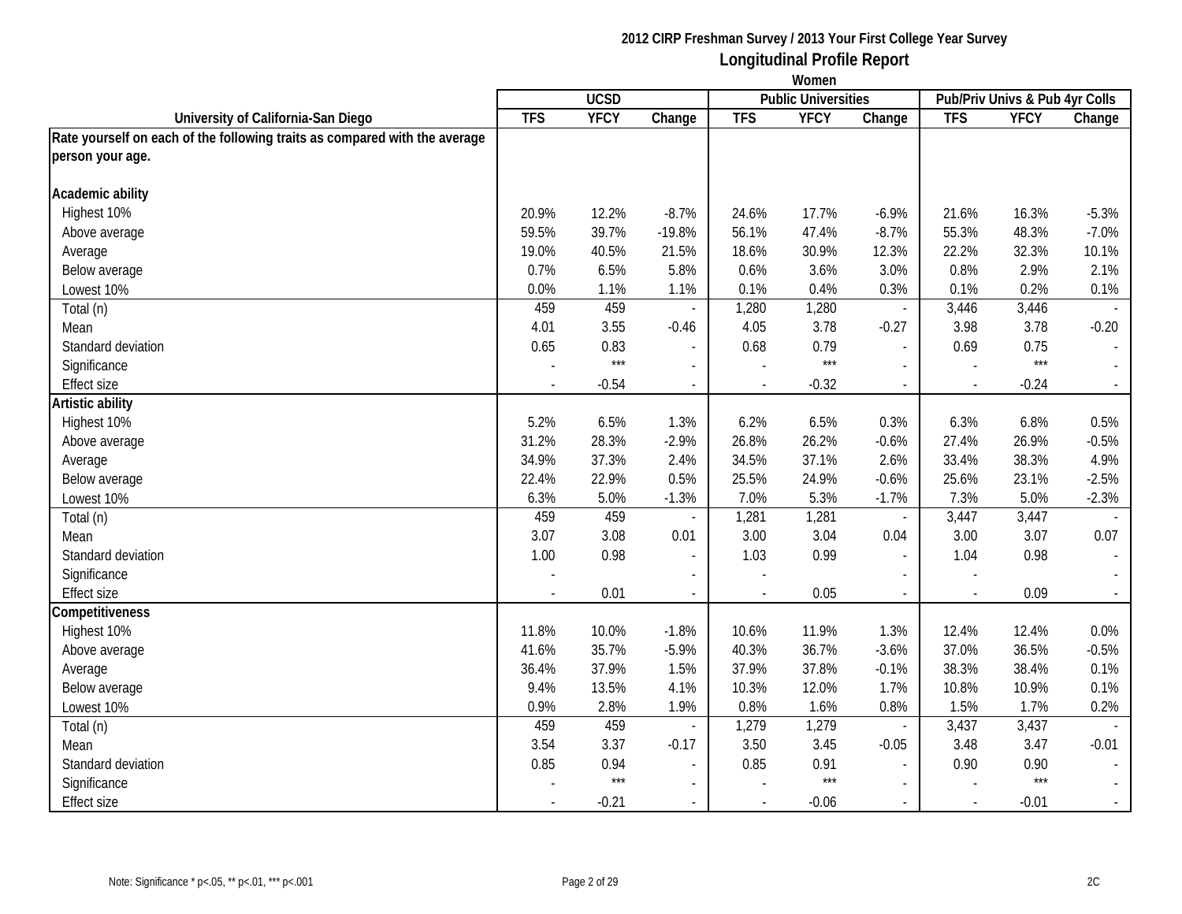## 2012 CIRP Freshman Survey / 2013 Your First College Year Survey

### Longitudinal Profile Report

#### Women

| University of California-San Diego | UCSD | | | Public Universities | | | Pub/Priv Univs & Pub 4yr Colls | | |
|---|---|---|---|---|---|---|---|---|---|
| | TFS | YFCY | Change | TFS | YFCY | Change | TFS | YFCY | Change |
| **Rate yourself on each of the following traits as compared with the average person your age.** | | | | | | | | | |
| **Academic ability** | | | | | | | | | |
| Highest 10% | 20.9% | 12.2% | -8.7% | 24.6% | 17.7% | -6.9% | 21.6% | 16.3% | -5.3% |
| Above average | 59.5% | 39.7% | -19.8% | 56.1% | 47.4% | -8.7% | 55.3% | 48.3% | -7.0% |
| Average | 19.0% | 40.5% | 21.5% | 18.6% | 30.9% | 12.3% | 22.2% | 32.3% | 10.1% |
| Below average | 0.7% | 6.5% | 5.8% | 0.6% | 3.6% | 3.0% | 0.8% | 2.9% | 2.1% |
| Lowest 10% | 0.0% | 1.1% | 1.1% | 0.1% | 0.4% | 0.3% | 0.1% | 0.2% | 0.1% |
| Total (n) | 459 | 459 | - | 1,280 | 1,280 | - | 3,446 | 3,446 | - |
| Mean | 4.01 | 3.55 | -0.46 | 4.05 | 3.78 | -0.27 | 3.98 | 3.78 | -0.20 |
| Standard deviation | 0.65 | 0.83 | - | 0.68 | 0.79 | - | 0.69 | 0.75 | - |
| Significance | - | *** | - | - | *** | - | - | *** | - |
| Effect size | - | -0.54 | - | - | -0.32 | - | - | -0.24 | - |
| **Artistic ability** | | | | | | | | | |
| Highest 10% | 5.2% | 6.5% | 1.3% | 6.2% | 6.5% | 0.3% | 6.3% | 6.8% | 0.5% |
| Above average | 31.2% | 28.3% | -2.9% | 26.8% | 26.2% | -0.6% | 27.4% | 26.9% | -0.5% |
| Average | 34.9% | 37.3% | 2.4% | 34.5% | 37.1% | 2.6% | 33.4% | 38.3% | 4.9% |
| Below average | 22.4% | 22.9% | 0.5% | 25.5% | 24.9% | -0.6% | 25.6% | 23.1% | -2.5% |
| Lowest 10% | 6.3% | 5.0% | -1.3% | 7.0% | 5.3% | -1.7% | 7.3% | 5.0% | -2.3% |
| Total (n) | 459 | 459 | - | 1,281 | 1,281 | - | 3,447 | 3,447 | - |
| Mean | 3.07 | 3.08 | 0.01 | 3.00 | 3.04 | 0.04 | 3.00 | 3.07 | 0.07 |
| Standard deviation | 1.00 | 0.98 | - | 1.03 | 0.99 | - | 1.04 | 0.98 | - |
| Significance | - | | - | - | | - | - | | - |
| Effect size | - | 0.01 | - | - | 0.05 | - | - | 0.09 | - |
| **Competitiveness** | | | | | | | | | |
| Highest 10% | 11.8% | 10.0% | -1.8% | 10.6% | 11.9% | 1.3% | 12.4% | 12.4% | 0.0% |
| Above average | 41.6% | 35.7% | -5.9% | 40.3% | 36.7% | -3.6% | 37.0% | 36.5% | -0.5% |
| Average | 36.4% | 37.9% | 1.5% | 37.9% | 37.8% | -0.1% | 38.3% | 38.4% | 0.1% |
| Below average | 9.4% | 13.5% | 4.1% | 10.3% | 12.0% | 1.7% | 10.8% | 10.9% | 0.1% |
| Lowest 10% | 0.9% | 2.8% | 1.9% | 0.8% | 1.6% | 0.8% | 1.5% | 1.7% | 0.2% |
| Total (n) | 459 | 459 | - | 1,279 | 1,279 | - | 3,437 | 3,437 | - |
| Mean | 3.54 | 3.37 | -0.17 | 3.50 | 3.45 | -0.05 | 3.48 | 3.47 | -0.01 |
| Standard deviation | 0.85 | 0.94 | - | 0.85 | 0.91 | - | 0.90 | 0.90 | - |
| Significance | - | *** | - | - | *** | - | - | *** | - |
| Effect size | - | -0.21 | - | - | -0.06 | - | - | -0.01 | - |

Note: Significance * p<.05, ** p<.01, *** p<.001

2C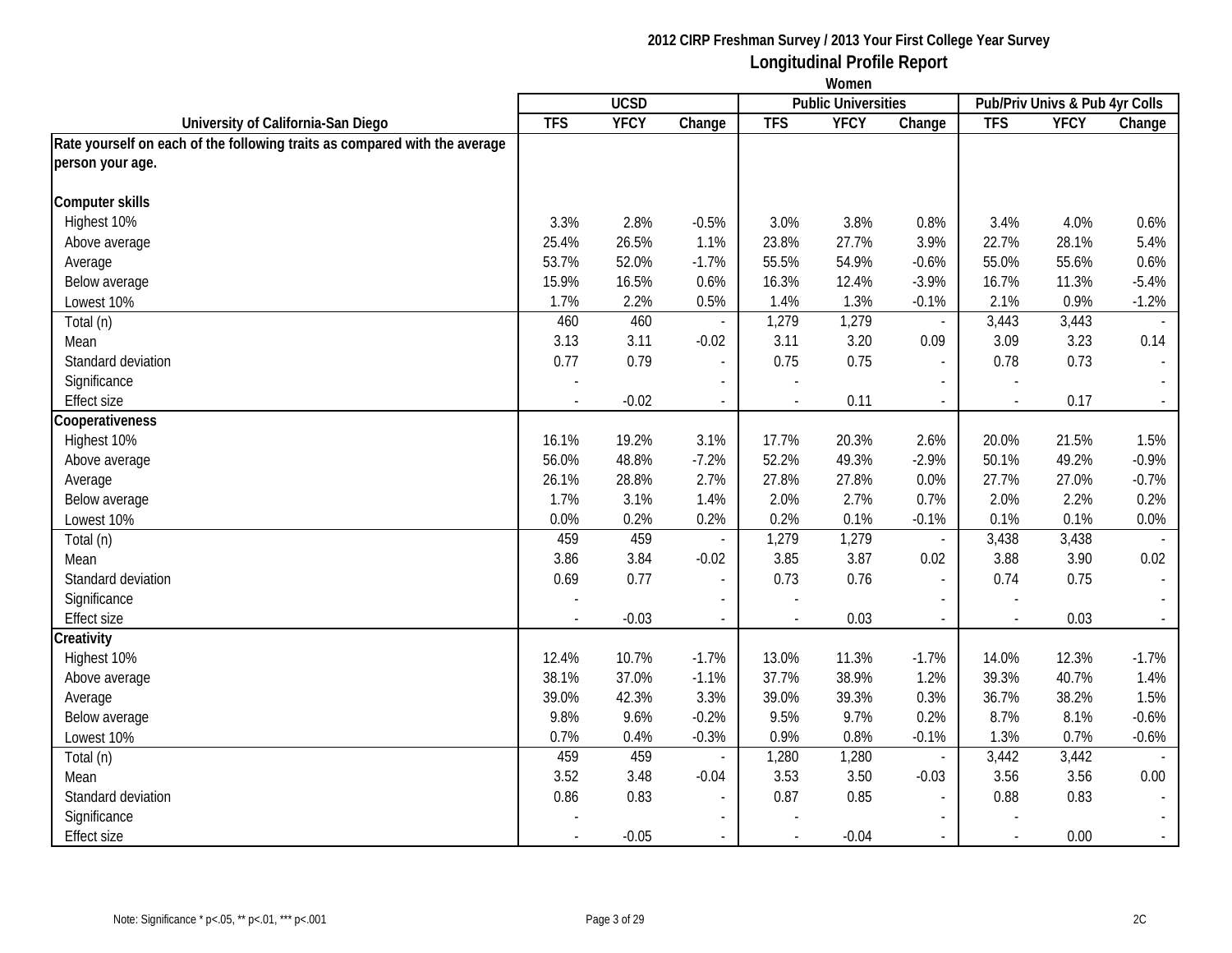**2012 CIRP Freshman Survey / 2013 Your First College Year Survey**

# Longitudinal Profile Report

## Women

| University of California-San Diego | UCSD | | | Public Universities | | | Pub/Priv Univs & Pub 4yr Colls | | |
|---|---|---|---|---|---|---|---|---|---|
| | TFS | YFCY | Change | TFS | YFCY | Change | TFS | YFCY | Change |
| **Rate yourself on each of the following traits as compared with the average person your age.** | | | | | | | | | |
| **Computer skills** | | | | | | | | | |
| Highest 10% | 3.3% | 2.8% | -0.5% | 3.0% | 3.8% | 0.8% | 3.4% | 4.0% | 0.6% |
| Above average | 25.4% | 26.5% | 1.1% | 23.8% | 27.7% | 3.9% | 22.7% | 28.1% | 5.4% |
| Average | 53.7% | 52.0% | -1.7% | 55.5% | 54.9% | -0.6% | 55.0% | 55.6% | 0.6% |
| Below average | 15.9% | 16.5% | 0.6% | 16.3% | 12.4% | -3.9% | 16.7% | 11.3% | -5.4% |
| Lowest 10% | 1.7% | 2.2% | 0.5% | 1.4% | 1.3% | -0.1% | 2.1% | 0.9% | -1.2% |
| Total (n) | 460 | 460 | - | 1,279 | 1,279 | - | 3,443 | 3,443 | - |
| Mean | 3.13 | 3.11 | -0.02 | 3.11 | 3.20 | 0.09 | 3.09 | 3.23 | 0.14 |
| Standard deviation | 0.77 | 0.79 | - | 0.75 | 0.75 | - | 0.78 | 0.73 | - |
| Significance | - | | - | - | | - | - | | - |
| Effect size | - | -0.02 | - | - | 0.11 | - | - | 0.17 | - |
| **Cooperativeness** | | | | | | | | | |
| Highest 10% | 16.1% | 19.2% | 3.1% | 17.7% | 20.3% | 2.6% | 20.0% | 21.5% | 1.5% |
| Above average | 56.0% | 48.8% | -7.2% | 52.2% | 49.3% | -2.9% | 50.1% | 49.2% | -0.9% |
| Average | 26.1% | 28.8% | 2.7% | 27.8% | 27.8% | 0.0% | 27.7% | 27.0% | -0.7% |
| Below average | 1.7% | 3.1% | 1.4% | 2.0% | 2.7% | 0.7% | 2.0% | 2.2% | 0.2% |
| Lowest 10% | 0.0% | 0.2% | 0.2% | 0.2% | 0.1% | -0.1% | 0.1% | 0.1% | 0.0% |
| Total (n) | 459 | 459 | - | 1,279 | 1,279 | - | 3,438 | 3,438 | - |
| Mean | 3.86 | 3.84 | -0.02 | 3.85 | 3.87 | 0.02 | 3.88 | 3.90 | 0.02 |
| Standard deviation | 0.69 | 0.77 | - | 0.73 | 0.76 | - | 0.74 | 0.75 | - |
| Significance | - | | - | - | | - | - | | - |
| Effect size | - | -0.03 | - | - | 0.03 | - | - | 0.03 | - |
| **Creativity** | | | | | | | | | |
| Highest 10% | 12.4% | 10.7% | -1.7% | 13.0% | 11.3% | -1.7% | 14.0% | 12.3% | -1.7% |
| Above average | 38.1% | 37.0% | -1.1% | 37.7% | 38.9% | 1.2% | 39.3% | 40.7% | 1.4% |
| Average | 39.0% | 42.3% | 3.3% | 39.0% | 39.3% | 0.3% | 36.7% | 38.2% | 1.5% |
| Below average | 9.8% | 9.6% | -0.2% | 9.5% | 9.7% | 0.2% | 8.7% | 8.1% | -0.6% |
| Lowest 10% | 0.7% | 0.4% | -0.3% | 0.9% | 0.8% | -0.1% | 1.3% | 0.7% | -0.6% |
| Total (n) | 459 | 459 | - | 1,280 | 1,280 | - | 3,442 | 3,442 | - |
| Mean | 3.52 | 3.48 | -0.04 | 3.53 | 3.50 | -0.03 | 3.56 | 3.56 | 0.00 |
| Standard deviation | 0.86 | 0.83 | - | 0.87 | 0.85 | - | 0.88 | 0.83 | - |
| Significance | - | | - | - | | - | - | | - |
| Effect size | - | -0.05 | - | - | -0.04 | - | - | 0.00 | - |

Note: Significance * p<.05, ** p<.01, *** p<.001

2C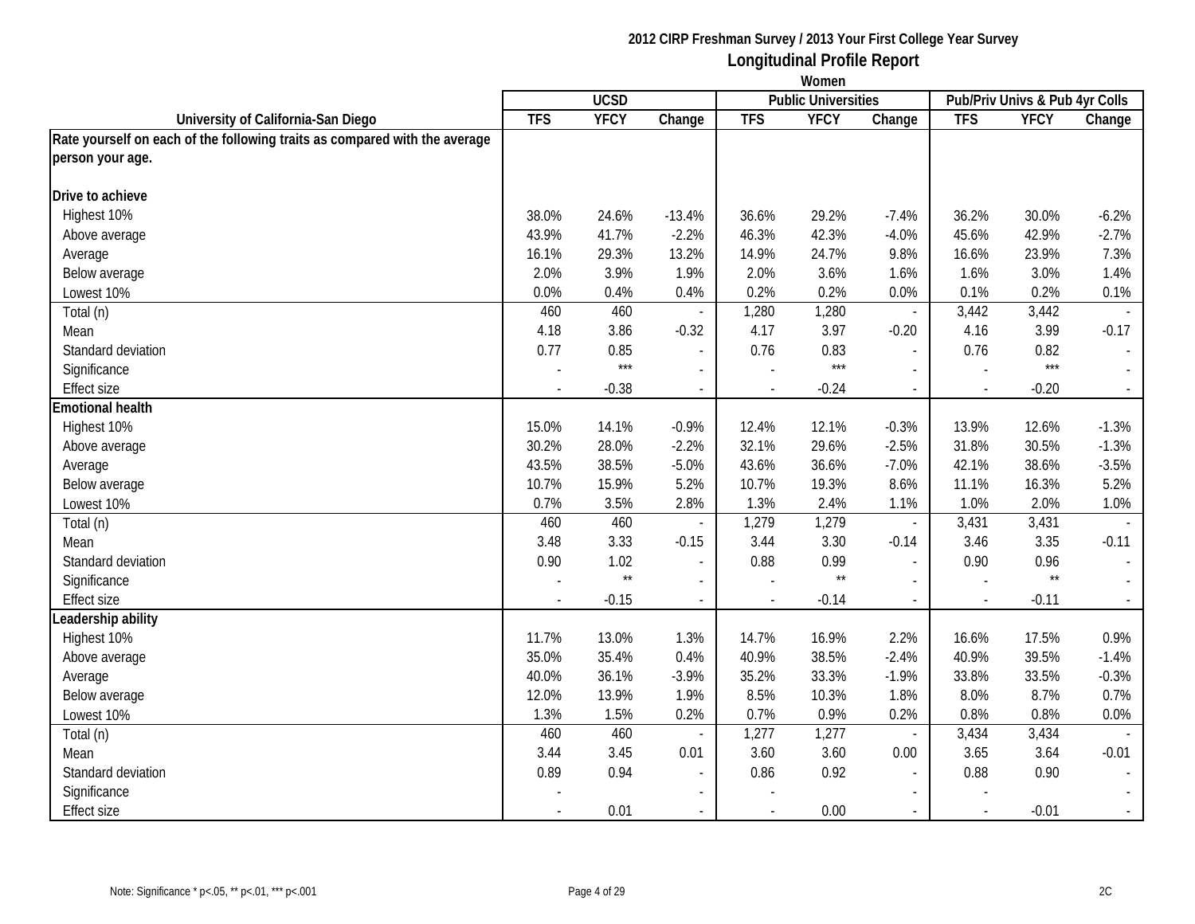# 2012 CIRP Freshman Survey / 2013 Your First College Year Survey

## Longitudinal Profile Report

### Women

| University of California-San Diego | UCSD | | | Public Universities | | | Pub/Priv Univs & Pub 4yr Colls | | |
|---|---|---|---|---|---|---|---|---|---|
| | TFS | YFCY | Change | TFS | YFCY | Change | TFS | YFCY | Change |
| **Rate yourself on each of the following traits as compared with the average person your age.** | | | | | | | | | |
| **Drive to achieve** | | | | | | | | | |
| Highest 10% | 38.0% | 24.6% | -13.4% | 36.6% | 29.2% | -7.4% | 36.2% | 30.0% | -6.2% |
| Above average | 43.9% | 41.7% | -2.2% | 46.3% | 42.3% | -4.0% | 45.6% | 42.9% | -2.7% |
| Average | 16.1% | 29.3% | 13.2% | 14.9% | 24.7% | 9.8% | 16.6% | 23.9% | 7.3% |
| Below average | 2.0% | 3.9% | 1.9% | 2.0% | 3.6% | 1.6% | 1.6% | 3.0% | 1.4% |
| Lowest 10% | 0.0% | 0.4% | 0.4% | 0.2% | 0.2% | 0.0% | 0.1% | 0.2% | 0.1% |
| Total (n) | 460 | 460 | - | 1,280 | 1,280 | - | 3,442 | 3,442 | - |
| Mean | 4.18 | 3.86 | -0.32 | 4.17 | 3.97 | -0.20 | 4.16 | 3.99 | -0.17 |
| Standard deviation | 0.77 | 0.85 | - | 0.76 | 0.83 | - | 0.76 | 0.82 | - |
| Significance | - | *** | - | - | *** | - | - | *** | - |
| Effect size | - | -0.38 | - | - | -0.24 | - | - | -0.20 | - |
| **Emotional health** | | | | | | | | | |
| Highest 10% | 15.0% | 14.1% | -0.9% | 12.4% | 12.1% | -0.3% | 13.9% | 12.6% | -1.3% |
| Above average | 30.2% | 28.0% | -2.2% | 32.1% | 29.6% | -2.5% | 31.8% | 30.5% | -1.3% |
| Average | 43.5% | 38.5% | -5.0% | 43.6% | 36.6% | -7.0% | 42.1% | 38.6% | -3.5% |
| Below average | 10.7% | 15.9% | 5.2% | 10.7% | 19.3% | 8.6% | 11.1% | 16.3% | 5.2% |
| Lowest 10% | 0.7% | 3.5% | 2.8% | 1.3% | 2.4% | 1.1% | 1.0% | 2.0% | 1.0% |
| Total (n) | 460 | 460 | - | 1,279 | 1,279 | - | 3,431 | 3,431 | - |
| Mean | 3.48 | 3.33 | -0.15 | 3.44 | 3.30 | -0.14 | 3.46 | 3.35 | -0.11 |
| Standard deviation | 0.90 | 1.02 | - | 0.88 | 0.99 | - | 0.90 | 0.96 | - |
| Significance | - | ** | - | - | ** | - | - | ** | - |
| Effect size | - | -0.15 | - | - | -0.14 | - | - | -0.11 | - |
| **Leadership ability** | | | | | | | | | |
| Highest 10% | 11.7% | 13.0% | 1.3% | 14.7% | 16.9% | 2.2% | 16.6% | 17.5% | 0.9% |
| Above average | 35.0% | 35.4% | 0.4% | 40.9% | 38.5% | -2.4% | 40.9% | 39.5% | -1.4% |
| Average | 40.0% | 36.1% | -3.9% | 35.2% | 33.3% | -1.9% | 33.8% | 33.5% | -0.3% |
| Below average | 12.0% | 13.9% | 1.9% | 8.5% | 10.3% | 1.8% | 8.0% | 8.7% | 0.7% |
| Lowest 10% | 1.3% | 1.5% | 0.2% | 0.7% | 0.9% | 0.2% | 0.8% | 0.8% | 0.0% |
| Total (n) | 460 | 460 | - | 1,277 | 1,277 | - | 3,434 | 3,434 | - |
| Mean | 3.44 | 3.45 | 0.01 | 3.60 | 3.60 | 0.00 | 3.65 | 3.64 | -0.01 |
| Standard deviation | 0.89 | 0.94 | - | 0.86 | 0.92 | - | 0.88 | 0.90 | - |
| Significance | - | | - | - | | - | - | | - |
| Effect size | - | 0.01 | - | - | 0.00 | - | - | -0.01 | - |

Note: Significance * p<.05, ** p<.01, *** p<.001

2C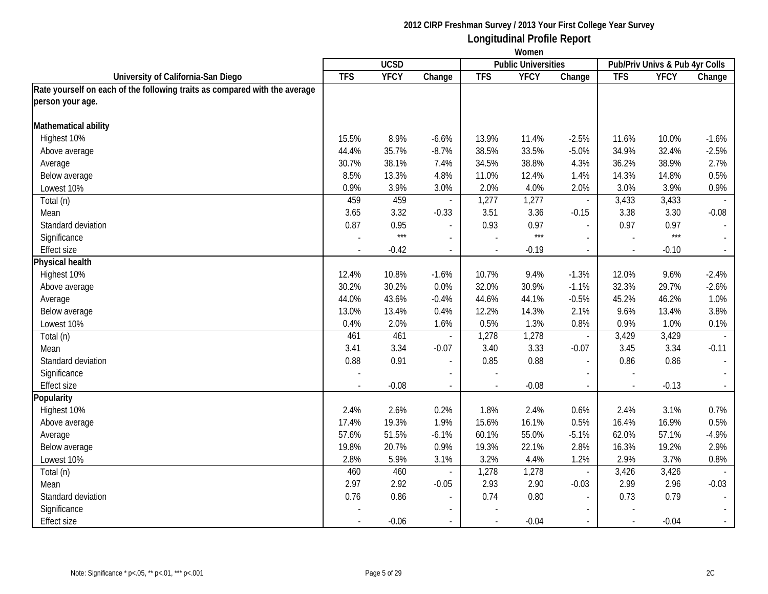# 2012 CIRP Freshman Survey / 2013 Your First College Year Survey

## Longitudinal Profile Report

### Women

| University of California-San Diego | UCSD | | | Public Universities | | | Pub/Priv Univs & Pub 4yr Colls | | |
|---|---|---|---|---|---|---|---|---|---|
| | TFS | YFCY | Change | TFS | YFCY | Change | TFS | YFCY | Change |
| **Rate yourself on each of the following traits as compared with the average person your age.** | | | | | | | | | |
| **Mathematical ability** | | | | | | | | | |
| Highest 10% | 15.5% | 8.9% | -6.6% | 13.9% | 11.4% | -2.5% | 11.6% | 10.0% | -1.6% |
| Above average | 44.4% | 35.7% | -8.7% | 38.5% | 33.5% | -5.0% | 34.9% | 32.4% | -2.5% |
| Average | 30.7% | 38.1% | 7.4% | 34.5% | 38.8% | 4.3% | 36.2% | 38.9% | 2.7% |
| Below average | 8.5% | 13.3% | 4.8% | 11.0% | 12.4% | 1.4% | 14.3% | 14.8% | 0.5% |
| Lowest 10% | 0.9% | 3.9% | 3.0% | 2.0% | 4.0% | 2.0% | 3.0% | 3.9% | 0.9% |
| Total (n) | 459 | 459 | - | 1,277 | 1,277 | - | 3,433 | 3,433 | - |
| Mean | 3.65 | 3.32 | -0.33 | 3.51 | 3.36 | -0.15 | 3.38 | 3.30 | -0.08 |
| Standard deviation | 0.87 | 0.95 | - | 0.93 | 0.97 | - | 0.97 | 0.97 | - |
| Significance | - | *** | - | - | *** | - | - | *** | - |
| Effect size | - | -0.42 | - | - | -0.19 | - | - | -0.10 | - |
| **Physical health** | | | | | | | | | |
| Highest 10% | 12.4% | 10.8% | -1.6% | 10.7% | 9.4% | -1.3% | 12.0% | 9.6% | -2.4% |
| Above average | 30.2% | 30.2% | 0.0% | 32.0% | 30.9% | -1.1% | 32.3% | 29.7% | -2.6% |
| Average | 44.0% | 43.6% | -0.4% | 44.6% | 44.1% | -0.5% | 45.2% | 46.2% | 1.0% |
| Below average | 13.0% | 13.4% | 0.4% | 12.2% | 14.3% | 2.1% | 9.6% | 13.4% | 3.8% |
| Lowest 10% | 0.4% | 2.0% | 1.6% | 0.5% | 1.3% | 0.8% | 0.9% | 1.0% | 0.1% |
| Total (n) | 461 | 461 | - | 1,278 | 1,278 | - | 3,429 | 3,429 | - |
| Mean | 3.41 | 3.34 | -0.07 | 3.40 | 3.33 | -0.07 | 3.45 | 3.34 | -0.11 |
| Standard deviation | 0.88 | 0.91 | - | 0.85 | 0.88 | - | 0.86 | 0.86 | - |
| Significance | - | | - | - | | - | - | | - |
| Effect size | - | -0.08 | - | - | -0.08 | - | - | -0.13 | - |
| **Popularity** | | | | | | | | | |
| Highest 10% | 2.4% | 2.6% | 0.2% | 1.8% | 2.4% | 0.6% | 2.4% | 3.1% | 0.7% |
| Above average | 17.4% | 19.3% | 1.9% | 15.6% | 16.1% | 0.5% | 16.4% | 16.9% | 0.5% |
| Average | 57.6% | 51.5% | -6.1% | 60.1% | 55.0% | -5.1% | 62.0% | 57.1% | -4.9% |
| Below average | 19.8% | 20.7% | 0.9% | 19.3% | 22.1% | 2.8% | 16.3% | 19.2% | 2.9% |
| Lowest 10% | 2.8% | 5.9% | 3.1% | 3.2% | 4.4% | 1.2% | 2.9% | 3.7% | 0.8% |
| Total (n) | 460 | 460 | - | 1,278 | 1,278 | - | 3,426 | 3,426 | - |
| Mean | 2.97 | 2.92 | -0.05 | 2.93 | 2.90 | -0.03 | 2.99 | 2.96 | -0.03 |
| Standard deviation | 0.76 | 0.86 | - | 0.74 | 0.80 | - | 0.73 | 0.79 | - |
| Significance | - | | - | - | | - | - | | - |
| Effect size | - | -0.06 | - | - | -0.04 | - | - | -0.04 | - |

Note: Significance * p<.05, ** p<.01, *** p<.001

2C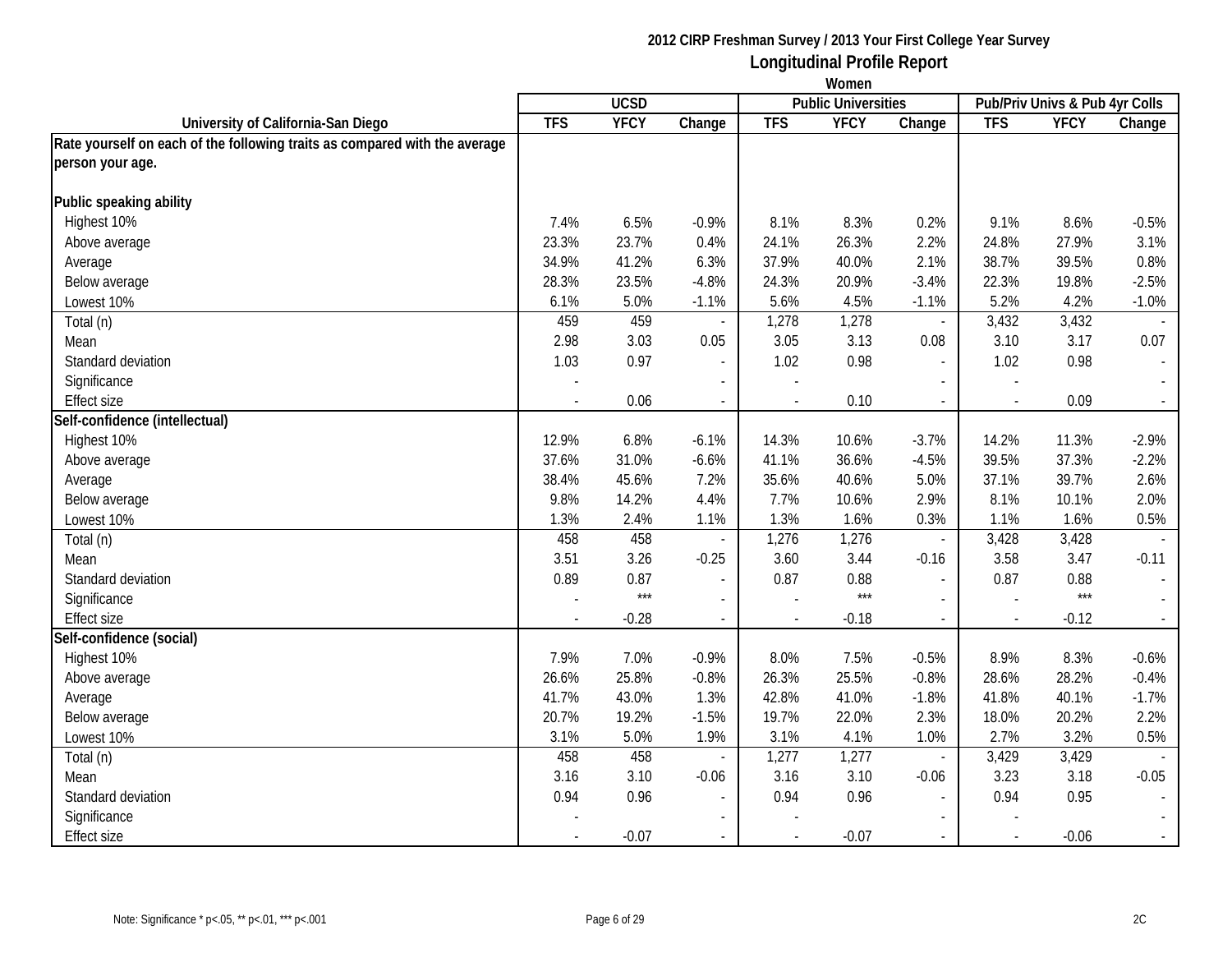# 2012 CIRP Freshman Survey / 2013 Your First College Year Survey

## Longitudinal Profile Report

### Women

| University of California-San Diego | UCSD | | | Public Universities | | | Pub/Priv Univs & Pub 4yr Colls | | |
|---|---|---|---|---|---|---|---|---|---|
| | TFS | YFCY | Change | TFS | YFCY | Change | TFS | YFCY | Change |
| **Rate yourself on each of the following traits as compared with the average person your age.** | | | | | | | | | |
| **Public speaking ability** | | | | | | | | | |
| Highest 10% | 7.4% | 6.5% | -0.9% | 8.1% | 8.3% | 0.2% | 9.1% | 8.6% | -0.5% |
| Above average | 23.3% | 23.7% | 0.4% | 24.1% | 26.3% | 2.2% | 24.8% | 27.9% | 3.1% |
| Average | 34.9% | 41.2% | 6.3% | 37.9% | 40.0% | 2.1% | 38.7% | 39.5% | 0.8% |
| Below average | 28.3% | 23.5% | -4.8% | 24.3% | 20.9% | -3.4% | 22.3% | 19.8% | -2.5% |
| Lowest 10% | 6.1% | 5.0% | -1.1% | 5.6% | 4.5% | -1.1% | 5.2% | 4.2% | -1.0% |
| Total (n) | 459 | 459 | - | 1,278 | 1,278 | - | 3,432 | 3,432 | - |
| Mean | 2.98 | 3.03 | 0.05 | 3.05 | 3.13 | 0.08 | 3.10 | 3.17 | 0.07 |
| Standard deviation | 1.03 | 0.97 | - | 1.02 | 0.98 | - | 1.02 | 0.98 | - |
| Significance | - | | - | - | | - | - | | - |
| Effect size | - | 0.06 | - | - | 0.10 | - | - | 0.09 | - |
| **Self-confidence (intellectual)** | | | | | | | | | |
| Highest 10% | 12.9% | 6.8% | -6.1% | 14.3% | 10.6% | -3.7% | 14.2% | 11.3% | -2.9% |
| Above average | 37.6% | 31.0% | -6.6% | 41.1% | 36.6% | -4.5% | 39.5% | 37.3% | -2.2% |
| Average | 38.4% | 45.6% | 7.2% | 35.6% | 40.6% | 5.0% | 37.1% | 39.7% | 2.6% |
| Below average | 9.8% | 14.2% | 4.4% | 7.7% | 10.6% | 2.9% | 8.1% | 10.1% | 2.0% |
| Lowest 10% | 1.3% | 2.4% | 1.1% | 1.3% | 1.6% | 0.3% | 1.1% | 1.6% | 0.5% |
| Total (n) | 458 | 458 | - | 1,276 | 1,276 | - | 3,428 | 3,428 | - |
| Mean | 3.51 | 3.26 | -0.25 | 3.60 | 3.44 | -0.16 | 3.58 | 3.47 | -0.11 |
| Standard deviation | 0.89 | 0.87 | - | 0.87 | 0.88 | - | 0.87 | 0.88 | - |
| Significance | - | *** | - | - | *** | - | - | *** | - |
| Effect size | - | -0.28 | - | - | -0.18 | - | - | -0.12 | - |
| **Self-confidence (social)** | | | | | | | | | |
| Highest 10% | 7.9% | 7.0% | -0.9% | 8.0% | 7.5% | -0.5% | 8.9% | 8.3% | -0.6% |
| Above average | 26.6% | 25.8% | -0.8% | 26.3% | 25.5% | -0.8% | 28.6% | 28.2% | -0.4% |
| Average | 41.7% | 43.0% | 1.3% | 42.8% | 41.0% | -1.8% | 41.8% | 40.1% | -1.7% |
| Below average | 20.7% | 19.2% | -1.5% | 19.7% | 22.0% | 2.3% | 18.0% | 20.2% | 2.2% |
| Lowest 10% | 3.1% | 5.0% | 1.9% | 3.1% | 4.1% | 1.0% | 2.7% | 3.2% | 0.5% |
| Total (n) | 458 | 458 | - | 1,277 | 1,277 | - | 3,429 | 3,429 | - |
| Mean | 3.16 | 3.10 | -0.06 | 3.16 | 3.10 | -0.06 | 3.23 | 3.18 | -0.05 |
| Standard deviation | 0.94 | 0.96 | - | 0.94 | 0.96 | - | 0.94 | 0.95 | - |
| Significance | - | | - | - | | - | - | | - |
| Effect size | - | -0.07 | - | - | -0.07 | - | - | -0.06 | - |

Note: Significance * p<.05, ** p<.01, *** p<.001

2C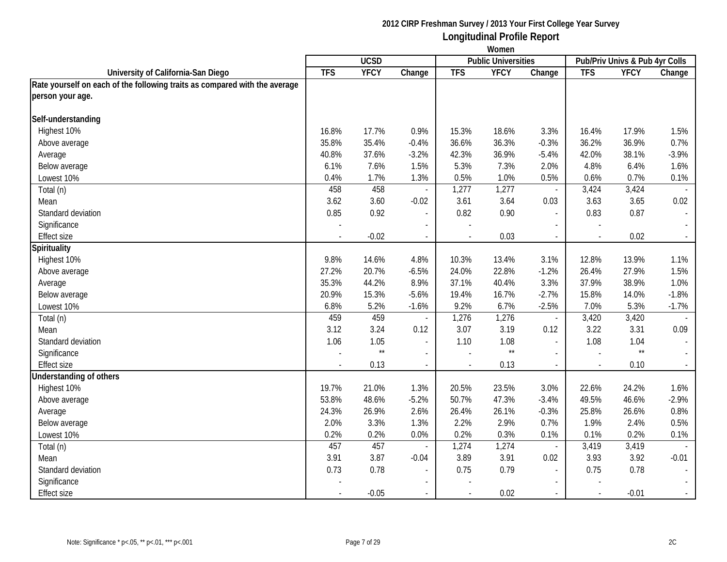**2012 CIRP Freshman Survey / 2013 Your First College Year Survey**

**Longitudinal Profile Report**

**Women**

| University of California-San Diego | UCSD | | | Public Universities | | | Pub/Priv Univs & Pub 4yr Colls | | |
|---|---|---|---|---|---|---|---|---|---|
| | TFS | YFCY | Change | TFS | YFCY | Change | TFS | YFCY | Change |
| **Rate yourself on each of the following traits as compared with the average person your age.** | | | | | | | | | |
| **Self-understanding** | | | | | | | | | |
| Highest 10% | 16.8% | 17.7% | 0.9% | 15.3% | 18.6% | 3.3% | 16.4% | 17.9% | 1.5% |
| Above average | 35.8% | 35.4% | -0.4% | 36.6% | 36.3% | -0.3% | 36.2% | 36.9% | 0.7% |
| Average | 40.8% | 37.6% | -3.2% | 42.3% | 36.9% | -5.4% | 42.0% | 38.1% | -3.9% |
| Below average | 6.1% | 7.6% | 1.5% | 5.3% | 7.3% | 2.0% | 4.8% | 6.4% | 1.6% |
| Lowest 10% | 0.4% | 1.7% | 1.3% | 0.5% | 1.0% | 0.5% | 0.6% | 0.7% | 0.1% |
| Total (n) | 458 | 458 | - | 1,277 | 1,277 | - | 3,424 | 3,424 | - |
| Mean | 3.62 | 3.60 | -0.02 | 3.61 | 3.64 | 0.03 | 3.63 | 3.65 | 0.02 |
| Standard deviation | 0.85 | 0.92 | - | 0.82 | 0.90 | - | 0.83 | 0.87 | - |
| Significance | - | | - | - | | - | - | | - |
| Effect size | - | -0.02 | - | - | 0.03 | - | - | 0.02 | - |
| **Spirituality** | | | | | | | | | |
| Highest 10% | 9.8% | 14.6% | 4.8% | 10.3% | 13.4% | 3.1% | 12.8% | 13.9% | 1.1% |
| Above average | 27.2% | 20.7% | -6.5% | 24.0% | 22.8% | -1.2% | 26.4% | 27.9% | 1.5% |
| Average | 35.3% | 44.2% | 8.9% | 37.1% | 40.4% | 3.3% | 37.9% | 38.9% | 1.0% |
| Below average | 20.9% | 15.3% | -5.6% | 19.4% | 16.7% | -2.7% | 15.8% | 14.0% | -1.8% |
| Lowest 10% | 6.8% | 5.2% | -1.6% | 9.2% | 6.7% | -2.5% | 7.0% | 5.3% | -1.7% |
| Total (n) | 459 | 459 | - | 1,276 | 1,276 | - | 3,420 | 3,420 | - |
| Mean | 3.12 | 3.24 | 0.12 | 3.07 | 3.19 | 0.12 | 3.22 | 3.31 | 0.09 |
| Standard deviation | 1.06 | 1.05 | - | 1.10 | 1.08 | - | 1.08 | 1.04 | - |
| Significance | - | ** | - | - | ** | - | - | ** | - |
| Effect size | - | 0.13 | - | - | 0.13 | - | - | 0.10 | - |
| **Understanding of others** | | | | | | | | | |
| Highest 10% | 19.7% | 21.0% | 1.3% | 20.5% | 23.5% | 3.0% | 22.6% | 24.2% | 1.6% |
| Above average | 53.8% | 48.6% | -5.2% | 50.7% | 47.3% | -3.4% | 49.5% | 46.6% | -2.9% |
| Average | 24.3% | 26.9% | 2.6% | 26.4% | 26.1% | -0.3% | 25.8% | 26.6% | 0.8% |
| Below average | 2.0% | 3.3% | 1.3% | 2.2% | 2.9% | 0.7% | 1.9% | 2.4% | 0.5% |
| Lowest 10% | 0.2% | 0.2% | 0.0% | 0.2% | 0.3% | 0.1% | 0.1% | 0.2% | 0.1% |
| Total (n) | 457 | 457 | - | 1,274 | 1,274 | - | 3,419 | 3,419 | - |
| Mean | 3.91 | 3.87 | -0.04 | 3.89 | 3.91 | 0.02 | 3.93 | 3.92 | -0.01 |
| Standard deviation | 0.73 | 0.78 | - | 0.75 | 0.79 | - | 0.75 | 0.78 | - |
| Significance | - | | - | - | | - | - | | - |
| Effect size | - | -0.05 | - | - | 0.02 | - | - | -0.01 | - |

Note: Significance * p<.05, ** p<.01, *** p<.001

2C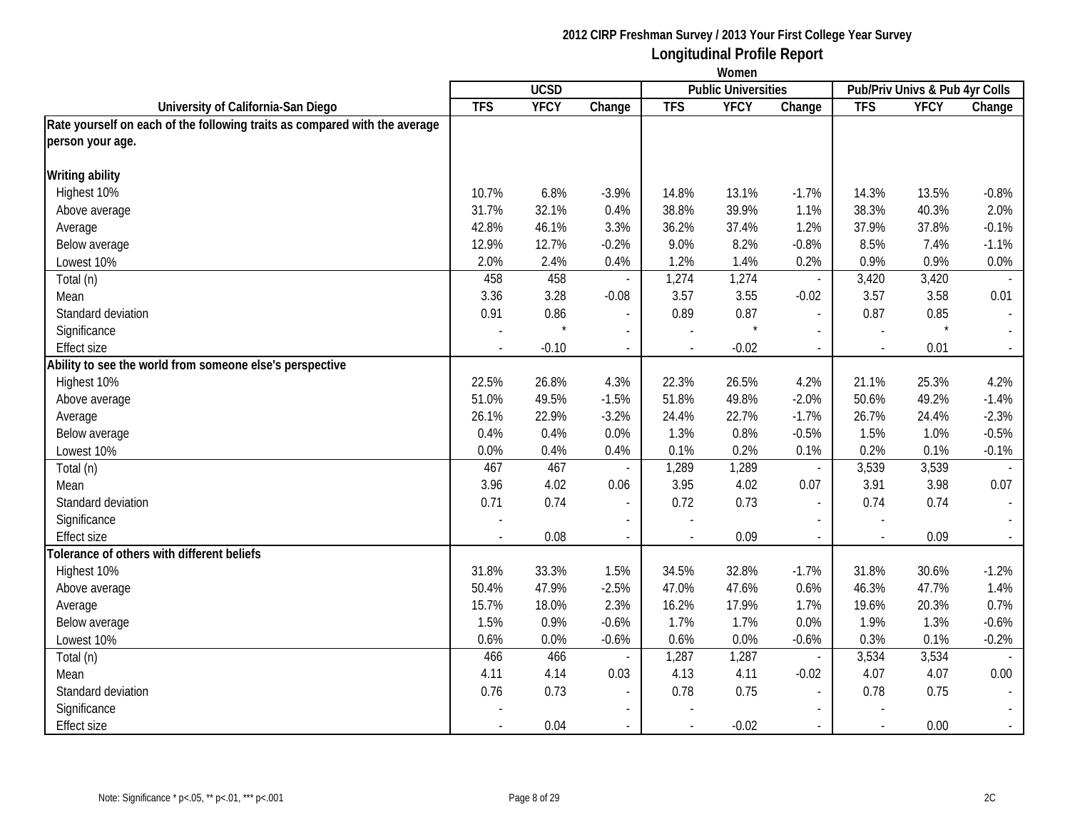# 2012 CIRP Freshman Survey / 2013 Your First College Year Survey

## Longitudinal Profile Report

### Women

| University of California-San Diego | UCSD | | | Public Universities | | | Pub/Priv Univs & Pub 4yr Colls | | |
|---|---|---|---|---|---|---|---|---|---|
| | TFS | YFCY | Change | TFS | YFCY | Change | TFS | YFCY | Change |
| **Rate yourself on each of the following traits as compared with the average person your age.** | | | | | | | | | |
| **Writing ability** | | | | | | | | | |
| Highest 10% | 10.7% | 6.8% | -3.9% | 14.8% | 13.1% | -1.7% | 14.3% | 13.5% | -0.8% |
| Above average | 31.7% | 32.1% | 0.4% | 38.8% | 39.9% | 1.1% | 38.3% | 40.3% | 2.0% |
| Average | 42.8% | 46.1% | 3.3% | 36.2% | 37.4% | 1.2% | 37.9% | 37.8% | -0.1% |
| Below average | 12.9% | 12.7% | -0.2% | 9.0% | 8.2% | -0.8% | 8.5% | 7.4% | -1.1% |
| Lowest 10% | 2.0% | 2.4% | 0.4% | 1.2% | 1.4% | 0.2% | 0.9% | 0.9% | 0.0% |
| Total (n) | 458 | 458 | - | 1,274 | 1,274 | - | 3,420 | 3,420 | - |
| Mean | 3.36 | 3.28 | -0.08 | 3.57 | 3.55 | -0.02 | 3.57 | 3.58 | 0.01 |
| Standard deviation | 0.91 | 0.86 | - | 0.89 | 0.87 | - | 0.87 | 0.85 | - |
| Significance | - | * | - | - | * | - | - | * | - |
| Effect size | - | -0.10 | - | - | -0.02 | - | - | 0.01 | - |
| **Ability to see the world from someone else's perspective** | | | | | | | | | |
| Highest 10% | 22.5% | 26.8% | 4.3% | 22.3% | 26.5% | 4.2% | 21.1% | 25.3% | 4.2% |
| Above average | 51.0% | 49.5% | -1.5% | 51.8% | 49.8% | -2.0% | 50.6% | 49.2% | -1.4% |
| Average | 26.1% | 22.9% | -3.2% | 24.4% | 22.7% | -1.7% | 26.7% | 24.4% | -2.3% |
| Below average | 0.4% | 0.4% | 0.0% | 1.3% | 0.8% | -0.5% | 1.5% | 1.0% | -0.5% |
| Lowest 10% | 0.0% | 0.4% | 0.4% | 0.1% | 0.2% | 0.1% | 0.2% | 0.1% | -0.1% |
| Total (n) | 467 | 467 | - | 1,289 | 1,289 | - | 3,539 | 3,539 | - |
| Mean | 3.96 | 4.02 | 0.06 | 3.95 | 4.02 | 0.07 | 3.91 | 3.98 | 0.07 |
| Standard deviation | 0.71 | 0.74 | - | 0.72 | 0.73 | - | 0.74 | 0.74 | - |
| Significance | - | | - | - | | - | - | | - |
| Effect size | - | 0.08 | - | - | 0.09 | - | - | 0.09 | - |
| **Tolerance of others with different beliefs** | | | | | | | | | |
| Highest 10% | 31.8% | 33.3% | 1.5% | 34.5% | 32.8% | -1.7% | 31.8% | 30.6% | -1.2% |
| Above average | 50.4% | 47.9% | -2.5% | 47.0% | 47.6% | 0.6% | 46.3% | 47.7% | 1.4% |
| Average | 15.7% | 18.0% | 2.3% | 16.2% | 17.9% | 1.7% | 19.6% | 20.3% | 0.7% |
| Below average | 1.5% | 0.9% | -0.6% | 1.7% | 1.7% | 0.0% | 1.9% | 1.3% | -0.6% |
| Lowest 10% | 0.6% | 0.0% | -0.6% | 0.6% | 0.0% | -0.6% | 0.3% | 0.1% | -0.2% |
| Total (n) | 466 | 466 | - | 1,287 | 1,287 | - | 3,534 | 3,534 | - |
| Mean | 4.11 | 4.14 | 0.03 | 4.13 | 4.11 | -0.02 | 4.07 | 4.07 | 0.00 |
| Standard deviation | 0.76 | 0.73 | - | 0.78 | 0.75 | - | 0.78 | 0.75 | - |
| Significance | - | | - | - | | - | - | | - |
| Effect size | - | 0.04 | - | - | -0.02 | - | - | 0.00 | - |

Note: Significance * p<.05, ** p<.01, *** p<.001

2C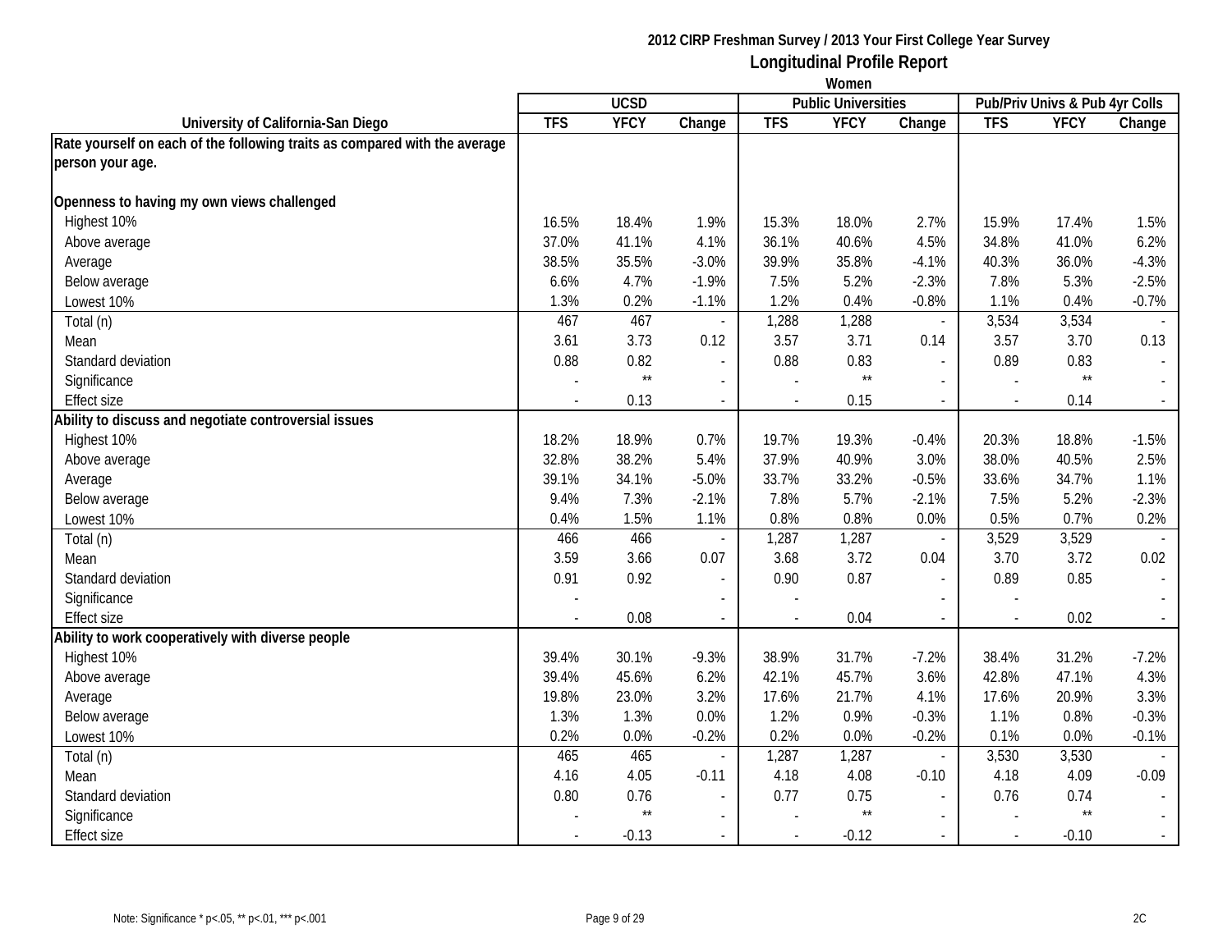**2012 CIRP Freshman Survey / 2013 Your First College Year Survey**

## Longitudinal Profile Report

**Women**

| University of California-San Diego | UCSD | | | Public Universities | | | Pub/Priv Univs & Pub 4yr Colls | | |
|---|---|---|---|---|---|---|---|---|---|
| | TFS | YFCY | Change | TFS | YFCY | Change | TFS | YFCY | Change |
| **Rate yourself on each of the following traits as compared with the average person your age.** | | | | | | | | | |
| **Openness to having my own views challenged** | | | | | | | | | |
| Highest 10% | 16.5% | 18.4% | 1.9% | 15.3% | 18.0% | 2.7% | 15.9% | 17.4% | 1.5% |
| Above average | 37.0% | 41.1% | 4.1% | 36.1% | 40.6% | 4.5% | 34.8% | 41.0% | 6.2% |
| Average | 38.5% | 35.5% | -3.0% | 39.9% | 35.8% | -4.1% | 40.3% | 36.0% | -4.3% |
| Below average | 6.6% | 4.7% | -1.9% | 7.5% | 5.2% | -2.3% | 7.8% | 5.3% | -2.5% |
| Lowest 10% | 1.3% | 0.2% | -1.1% | 1.2% | 0.4% | -0.8% | 1.1% | 0.4% | -0.7% |
| Total (n) | 467 | 467 | - | 1,288 | 1,288 | - | 3,534 | 3,534 | - |
| Mean | 3.61 | 3.73 | 0.12 | 3.57 | 3.71 | 0.14 | 3.57 | 3.70 | 0.13 |
| Standard deviation | 0.88 | 0.82 | - | 0.88 | 0.83 | - | 0.89 | 0.83 | - |
| Significance | - | ** | - | - | ** | - | - | ** | - |
| Effect size | - | 0.13 | - | - | 0.15 | - | - | 0.14 | - |
| **Ability to discuss and negotiate controversial issues** | | | | | | | | | |
| Highest 10% | 18.2% | 18.9% | 0.7% | 19.7% | 19.3% | -0.4% | 20.3% | 18.8% | -1.5% |
| Above average | 32.8% | 38.2% | 5.4% | 37.9% | 40.9% | 3.0% | 38.0% | 40.5% | 2.5% |
| Average | 39.1% | 34.1% | -5.0% | 33.7% | 33.2% | -0.5% | 33.6% | 34.7% | 1.1% |
| Below average | 9.4% | 7.3% | -2.1% | 7.8% | 5.7% | -2.1% | 7.5% | 5.2% | -2.3% |
| Lowest 10% | 0.4% | 1.5% | 1.1% | 0.8% | 0.8% | 0.0% | 0.5% | 0.7% | 0.2% |
| Total (n) | 466 | 466 | - | 1,287 | 1,287 | - | 3,529 | 3,529 | - |
| Mean | 3.59 | 3.66 | 0.07 | 3.68 | 3.72 | 0.04 | 3.70 | 3.72 | 0.02 |
| Standard deviation | 0.91 | 0.92 | - | 0.90 | 0.87 | - | 0.89 | 0.85 | - |
| Significance | - | | - | - | | - | - | | - |
| Effect size | - | 0.08 | - | - | 0.04 | - | - | 0.02 | - |
| **Ability to work cooperatively with diverse people** | | | | | | | | | |
| Highest 10% | 39.4% | 30.1% | -9.3% | 38.9% | 31.7% | -7.2% | 38.4% | 31.2% | -7.2% |
| Above average | 39.4% | 45.6% | 6.2% | 42.1% | 45.7% | 3.6% | 42.8% | 47.1% | 4.3% |
| Average | 19.8% | 23.0% | 3.2% | 17.6% | 21.7% | 4.1% | 17.6% | 20.9% | 3.3% |
| Below average | 1.3% | 1.3% | 0.0% | 1.2% | 0.9% | -0.3% | 1.1% | 0.8% | -0.3% |
| Lowest 10% | 0.2% | 0.0% | -0.2% | 0.2% | 0.0% | -0.2% | 0.1% | 0.0% | -0.1% |
| Total (n) | 465 | 465 | - | 1,287 | 1,287 | - | 3,530 | 3,530 | - |
| Mean | 4.16 | 4.05 | -0.11 | 4.18 | 4.08 | -0.10 | 4.18 | 4.09 | -0.09 |
| Standard deviation | 0.80 | 0.76 | - | 0.77 | 0.75 | - | 0.76 | 0.74 | - |
| Significance | - | ** | - | - | ** | - | - | ** | - |
| Effect size | - | -0.13 | - | - | -0.12 | - | - | -0.10 | - |

Note: Significance * p<.05, ** p<.01, *** p<.001

2C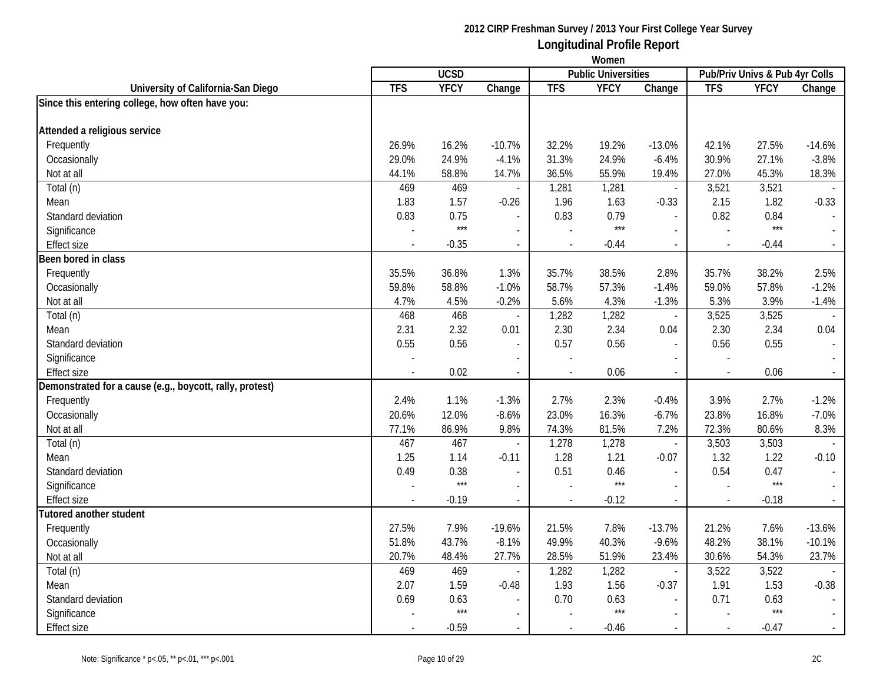**2012 CIRP Freshman Survey / 2013 Your First College Year Survey**

**Longitudinal Profile Report**

**Women**

| University of California-San Diego | UCSD | | | Public Universities | | | Pub/Priv Univs & Pub 4yr Colls | | |
|---|---|---|---|---|---|---|---|---|---|
| | TFS | YFCY | Change | TFS | YFCY | Change | TFS | YFCY | Change |
| **Since this entering college, how often have you:** | | | | | | | | | |
| **Attended a religious service** | | | | | | | | | |
| Frequently | 26.9% | 16.2% | -10.7% | 32.2% | 19.2% | -13.0% | 42.1% | 27.5% | -14.6% |
| Occasionally | 29.0% | 24.9% | -4.1% | 31.3% | 24.9% | -6.4% | 30.9% | 27.1% | -3.8% |
| Not at all | 44.1% | 58.8% | 14.7% | 36.5% | 55.9% | 19.4% | 27.0% | 45.3% | 18.3% |
| Total (n) | 469 | 469 | - | 1,281 | 1,281 | - | 3,521 | 3,521 | - |
| Mean | 1.83 | 1.57 | -0.26 | 1.96 | 1.63 | -0.33 | 2.15 | 1.82 | -0.33 |
| Standard deviation | 0.83 | 0.75 | - | 0.83 | 0.79 | - | 0.82 | 0.84 | - |
| Significance | - | *** | - | - | *** | - | - | *** | - |
| Effect size | - | -0.35 | - | - | -0.44 | - | - | -0.44 | - |
| **Been bored in class** | | | | | | | | | |
| Frequently | 35.5% | 36.8% | 1.3% | 35.7% | 38.5% | 2.8% | 35.7% | 38.2% | 2.5% |
| Occasionally | 59.8% | 58.8% | -1.0% | 58.7% | 57.3% | -1.4% | 59.0% | 57.8% | -1.2% |
| Not at all | 4.7% | 4.5% | -0.2% | 5.6% | 4.3% | -1.3% | 5.3% | 3.9% | -1.4% |
| Total (n) | 468 | 468 | - | 1,282 | 1,282 | - | 3,525 | 3,525 | - |
| Mean | 2.31 | 2.32 | 0.01 | 2.30 | 2.34 | 0.04 | 2.30 | 2.34 | 0.04 |
| Standard deviation | 0.55 | 0.56 | - | 0.57 | 0.56 | - | 0.56 | 0.55 | - |
| Significance | - | | - | - | | - | - | | - |
| Effect size | - | 0.02 | - | - | 0.06 | - | - | 0.06 | - |
| **Demonstrated for a cause (e.g., boycott, rally, protest)** | | | | | | | | | |
| Frequently | 2.4% | 1.1% | -1.3% | 2.7% | 2.3% | -0.4% | 3.9% | 2.7% | -1.2% |
| Occasionally | 20.6% | 12.0% | -8.6% | 23.0% | 16.3% | -6.7% | 23.8% | 16.8% | -7.0% |
| Not at all | 77.1% | 86.9% | 9.8% | 74.3% | 81.5% | 7.2% | 72.3% | 80.6% | 8.3% |
| Total (n) | 467 | 467 | - | 1,278 | 1,278 | - | 3,503 | 3,503 | - |
| Mean | 1.25 | 1.14 | -0.11 | 1.28 | 1.21 | -0.07 | 1.32 | 1.22 | -0.10 |
| Standard deviation | 0.49 | 0.38 | - | 0.51 | 0.46 | - | 0.54 | 0.47 | - |
| Significance | - | *** | - | - | *** | - | - | *** | - |
| Effect size | - | -0.19 | - | - | -0.12 | - | - | -0.18 | - |
| **Tutored another student** | | | | | | | | | |
| Frequently | 27.5% | 7.9% | -19.6% | 21.5% | 7.8% | -13.7% | 21.2% | 7.6% | -13.6% |
| Occasionally | 51.8% | 43.7% | -8.1% | 49.9% | 40.3% | -9.6% | 48.2% | 38.1% | -10.1% |
| Not at all | 20.7% | 48.4% | 27.7% | 28.5% | 51.9% | 23.4% | 30.6% | 54.3% | 23.7% |
| Total (n) | 469 | 469 | - | 1,282 | 1,282 | - | 3,522 | 3,522 | - |
| Mean | 2.07 | 1.59 | -0.48 | 1.93 | 1.56 | -0.37 | 1.91 | 1.53 | -0.38 |
| Standard deviation | 0.69 | 0.63 | - | 0.70 | 0.63 | - | 0.71 | 0.63 | - |
| Significance | - | *** | - | - | *** | - | - | *** | - |
| Effect size | - | -0.59 | - | - | -0.46 | - | - | -0.47 | - |

Note: Significance * p<.05, ** p<.01, *** p<.001

2C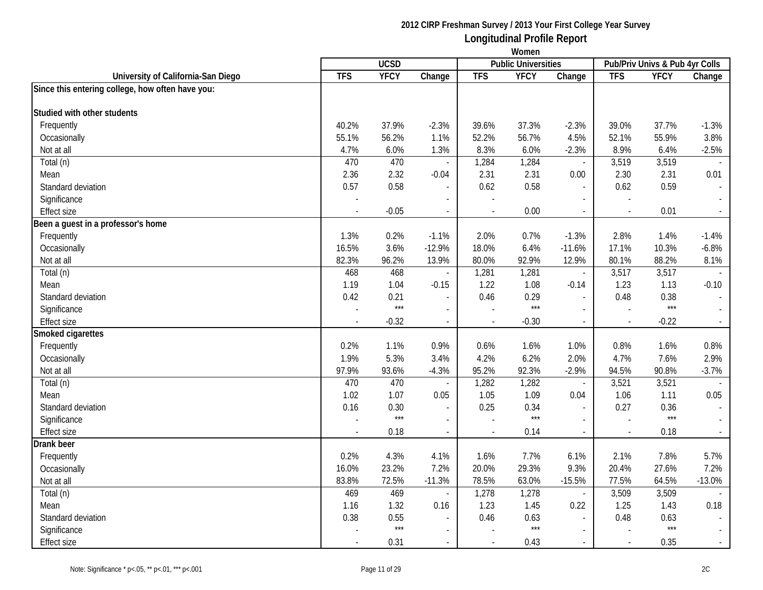# 2012 CIRP Freshman Survey / 2013 Your First College Year Survey

## Longitudinal Profile Report

### Women

| University of California-San Diego | UCSD | | | Public Universities | | | Pub/Priv Univs & Pub 4yr Colls | | |
|---|---|---|---|---|---|---|---|---|---|
| | TFS | YFCY | Change | TFS | YFCY | Change | TFS | YFCY | Change |
| **Since this entering college, how often have you:** | | | | | | | | | |
| **Studied with other students** | | | | | | | | | |
| Frequently | 40.2% | 37.9% | -2.3% | 39.6% | 37.3% | -2.3% | 39.0% | 37.7% | -1.3% |
| Occasionally | 55.1% | 56.2% | 1.1% | 52.2% | 56.7% | 4.5% | 52.1% | 55.9% | 3.8% |
| Not at all | 4.7% | 6.0% | 1.3% | 8.3% | 6.0% | -2.3% | 8.9% | 6.4% | -2.5% |
| Total (n) | 470 | 470 | - | 1,284 | 1,284 | - | 3,519 | 3,519 | - |
| Mean | 2.36 | 2.32 | -0.04 | 2.31 | 2.31 | 0.00 | 2.30 | 2.31 | 0.01 |
| Standard deviation | 0.57 | 0.58 | - | 0.62 | 0.58 | - | 0.62 | 0.59 | - |
| Significance | - | | - | - | | - | - | | - |
| Effect size | - | -0.05 | - | - | 0.00 | - | - | 0.01 | - |
| **Been a guest in a professor's home** | | | | | | | | | |
| Frequently | 1.3% | 0.2% | -1.1% | 2.0% | 0.7% | -1.3% | 2.8% | 1.4% | -1.4% |
| Occasionally | 16.5% | 3.6% | -12.9% | 18.0% | 6.4% | -11.6% | 17.1% | 10.3% | -6.8% |
| Not at all | 82.3% | 96.2% | 13.9% | 80.0% | 92.9% | 12.9% | 80.1% | 88.2% | 8.1% |
| Total (n) | 468 | 468 | - | 1,281 | 1,281 | - | 3,517 | 3,517 | - |
| Mean | 1.19 | 1.04 | -0.15 | 1.22 | 1.08 | -0.14 | 1.23 | 1.13 | -0.10 |
| Standard deviation | 0.42 | 0.21 | - | 0.46 | 0.29 | - | 0.48 | 0.38 | - |
| Significance | - | *** | - | - | *** | - | - | *** | - |
| Effect size | - | -0.32 | - | - | -0.30 | - | - | -0.22 | - |
| **Smoked cigarettes** | | | | | | | | | |
| Frequently | 0.2% | 1.1% | 0.9% | 0.6% | 1.6% | 1.0% | 0.8% | 1.6% | 0.8% |
| Occasionally | 1.9% | 5.3% | 3.4% | 4.2% | 6.2% | 2.0% | 4.7% | 7.6% | 2.9% |
| Not at all | 97.9% | 93.6% | -4.3% | 95.2% | 92.3% | -2.9% | 94.5% | 90.8% | -3.7% |
| Total (n) | 470 | 470 | - | 1,282 | 1,282 | - | 3,521 | 3,521 | - |
| Mean | 1.02 | 1.07 | 0.05 | 1.05 | 1.09 | 0.04 | 1.06 | 1.11 | 0.05 |
| Standard deviation | 0.16 | 0.30 | - | 0.25 | 0.34 | - | 0.27 | 0.36 | - |
| Significance | - | *** | - | - | *** | - | - | *** | - |
| Effect size | - | 0.18 | - | - | 0.14 | - | - | 0.18 | - |
| **Drank beer** | | | | | | | | | |
| Frequently | 0.2% | 4.3% | 4.1% | 1.6% | 7.7% | 6.1% | 2.1% | 7.8% | 5.7% |
| Occasionally | 16.0% | 23.2% | 7.2% | 20.0% | 29.3% | 9.3% | 20.4% | 27.6% | 7.2% |
| Not at all | 83.8% | 72.5% | -11.3% | 78.5% | 63.0% | -15.5% | 77.5% | 64.5% | -13.0% |
| Total (n) | 469 | 469 | - | 1,278 | 1,278 | - | 3,509 | 3,509 | - |
| Mean | 1.16 | 1.32 | 0.16 | 1.23 | 1.45 | 0.22 | 1.25 | 1.43 | 0.18 |
| Standard deviation | 0.38 | 0.55 | - | 0.46 | 0.63 | - | 0.48 | 0.63 | - |
| Significance | - | *** | - | - | *** | - | - | *** | - |
| Effect size | - | 0.31 | - | - | 0.43 | - | - | 0.35 | - |

Note: Significance * p<.05, ** p<.01, *** p<.001

2C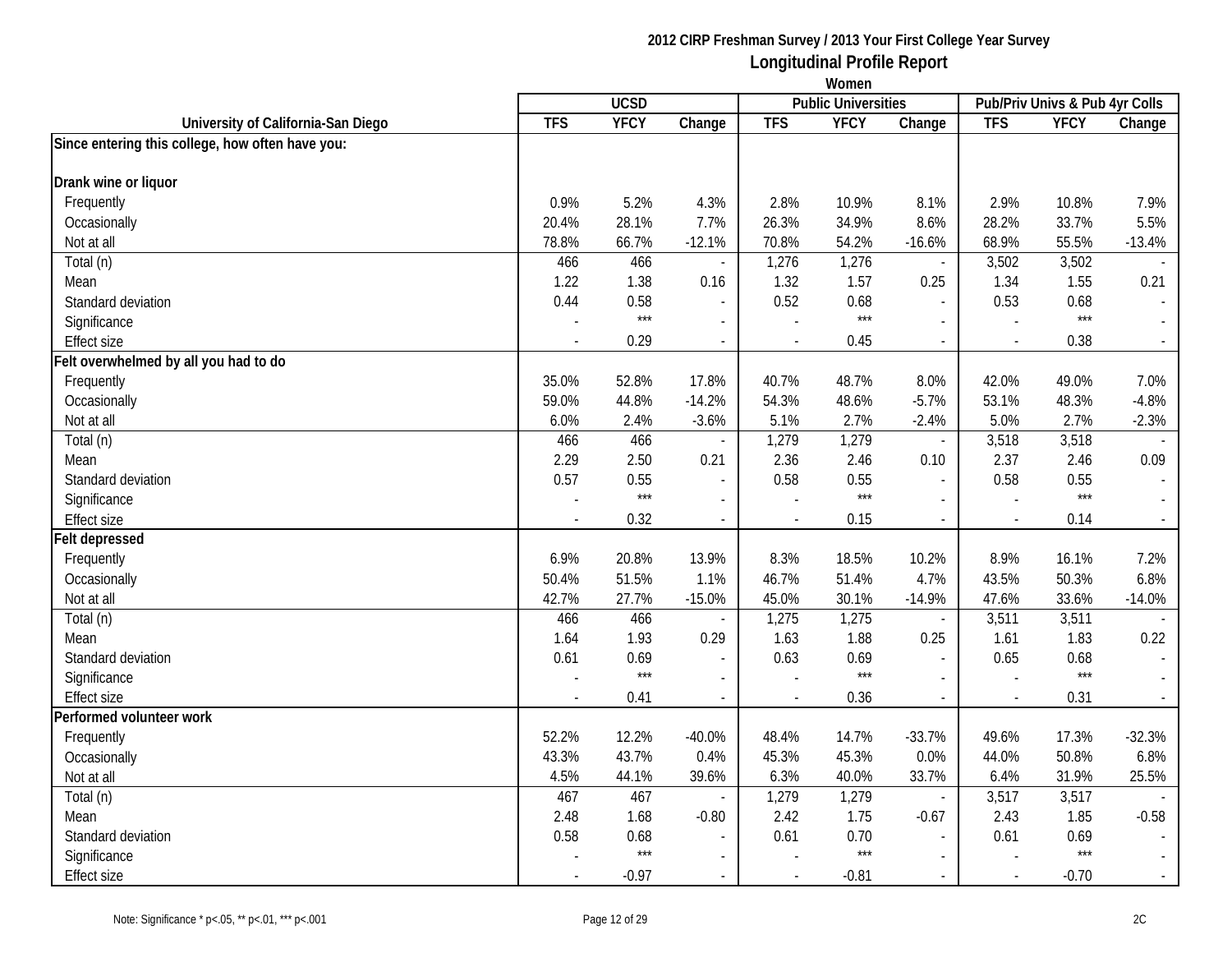# 2012 CIRP Freshman Survey / 2013 Your First College Year Survey

## Longitudinal Profile Report

### Women

| University of California-San Diego | UCSD | | | Public Universities | | | Pub/Priv Univs & Pub 4yr Colls | | |
|---|---|---|---|---|---|---|---|---|---|
| | TFS | YFCY | Change | TFS | YFCY | Change | TFS | YFCY | Change |
| **Since entering this college, how often have you:** | | | | | | | | | |
| **Drank wine or liquor** | | | | | | | | | |
| Frequently | 0.9% | 5.2% | 4.3% | 2.8% | 10.9% | 8.1% | 2.9% | 10.8% | 7.9% |
| Occasionally | 20.4% | 28.1% | 7.7% | 26.3% | 34.9% | 8.6% | 28.2% | 33.7% | 5.5% |
| Not at all | 78.8% | 66.7% | -12.1% | 70.8% | 54.2% | -16.6% | 68.9% | 55.5% | -13.4% |
| Total (n) | 466 | 466 | - | 1,276 | 1,276 | - | 3,502 | 3,502 | - |
| Mean | 1.22 | 1.38 | 0.16 | 1.32 | 1.57 | 0.25 | 1.34 | 1.55 | 0.21 |
| Standard deviation | 0.44 | 0.58 | - | 0.52 | 0.68 | - | 0.53 | 0.68 | - |
| Significance | - | *** | - | - | *** | - | - | *** | - |
| Effect size | - | 0.29 | - | - | 0.45 | - | - | 0.38 | - |
| **Felt overwhelmed by all you had to do** | | | | | | | | | |
| Frequently | 35.0% | 52.8% | 17.8% | 40.7% | 48.7% | 8.0% | 42.0% | 49.0% | 7.0% |
| Occasionally | 59.0% | 44.8% | -14.2% | 54.3% | 48.6% | -5.7% | 53.1% | 48.3% | -4.8% |
| Not at all | 6.0% | 2.4% | -3.6% | 5.1% | 2.7% | -2.4% | 5.0% | 2.7% | -2.3% |
| Total (n) | 466 | 466 | - | 1,279 | 1,279 | - | 3,518 | 3,518 | - |
| Mean | 2.29 | 2.50 | 0.21 | 2.36 | 2.46 | 0.10 | 2.37 | 2.46 | 0.09 |
| Standard deviation | 0.57 | 0.55 | - | 0.58 | 0.55 | - | 0.58 | 0.55 | - |
| Significance | - | *** | - | - | *** | - | - | *** | - |
| Effect size | - | 0.32 | - | - | 0.15 | - | - | 0.14 | - |
| **Felt depressed** | | | | | | | | | |
| Frequently | 6.9% | 20.8% | 13.9% | 8.3% | 18.5% | 10.2% | 8.9% | 16.1% | 7.2% |
| Occasionally | 50.4% | 51.5% | 1.1% | 46.7% | 51.4% | 4.7% | 43.5% | 50.3% | 6.8% |
| Not at all | 42.7% | 27.7% | -15.0% | 45.0% | 30.1% | -14.9% | 47.6% | 33.6% | -14.0% |
| Total (n) | 466 | 466 | - | 1,275 | 1,275 | - | 3,511 | 3,511 | - |
| Mean | 1.64 | 1.93 | 0.29 | 1.63 | 1.88 | 0.25 | 1.61 | 1.83 | 0.22 |
| Standard deviation | 0.61 | 0.69 | - | 0.63 | 0.69 | - | 0.65 | 0.68 | - |
| Significance | - | *** | - | - | *** | - | - | *** | - |
| Effect size | - | 0.41 | - | - | 0.36 | - | - | 0.31 | - |
| **Performed volunteer work** | | | | | | | | | |
| Frequently | 52.2% | 12.2% | -40.0% | 48.4% | 14.7% | -33.7% | 49.6% | 17.3% | -32.3% |
| Occasionally | 43.3% | 43.7% | 0.4% | 45.3% | 45.3% | 0.0% | 44.0% | 50.8% | 6.8% |
| Not at all | 4.5% | 44.1% | 39.6% | 6.3% | 40.0% | 33.7% | 6.4% | 31.9% | 25.5% |
| Total (n) | 467 | 467 | - | 1,279 | 1,279 | - | 3,517 | 3,517 | - |
| Mean | 2.48 | 1.68 | -0.80 | 2.42 | 1.75 | -0.67 | 2.43 | 1.85 | -0.58 |
| Standard deviation | 0.58 | 0.68 | - | 0.61 | 0.70 | - | 0.61 | 0.69 | - |
| Significance | - | *** | - | - | *** | - | - | *** | - |
| Effect size | - | -0.97 | - | - | -0.81 | - | - | -0.70 | - |

Note: Significance * p<.05, ** p<.01, *** p<.001

2C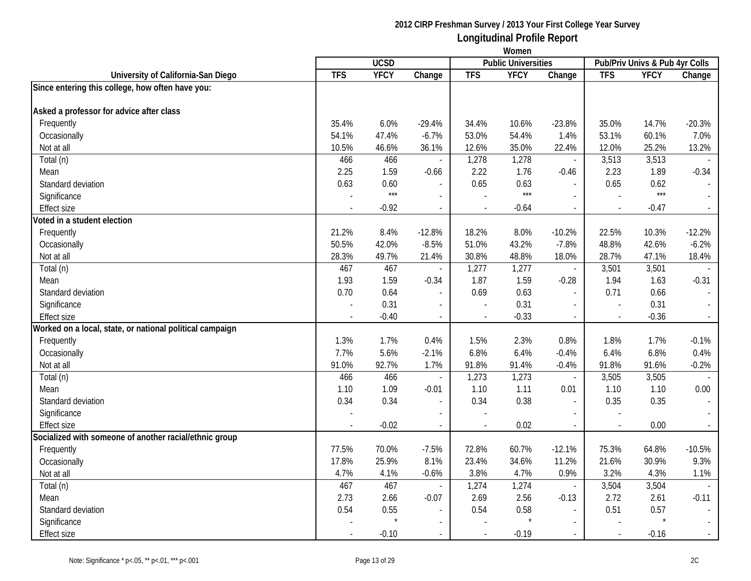# 2012 CIRP Freshman Survey / 2013 Your First College Year Survey

## Longitudinal Profile Report

### Women

| University of California-San Diego | UCSD | | | Public Universities | | | Pub/Priv Univs & Pub 4yr Colls | | |
|---|---|---|---|---|---|---|---|---|---|
| | TFS | YFCY | Change | TFS | YFCY | Change | TFS | YFCY | Change |
| **Since entering this college, how often have you:** | | | | | | | | | |
| **Asked a professor for advice after class** | | | | | | | | | |
| Frequently | 35.4% | 6.0% | -29.4% | 34.4% | 10.6% | -23.8% | 35.0% | 14.7% | -20.3% |
| Occasionally | 54.1% | 47.4% | -6.7% | 53.0% | 54.4% | 1.4% | 53.1% | 60.1% | 7.0% |
| Not at all | 10.5% | 46.6% | 36.1% | 12.6% | 35.0% | 22.4% | 12.0% | 25.2% | 13.2% |
| Total (n) | 466 | 466 | - | 1,278 | 1,278 | - | 3,513 | 3,513 | - |
| Mean | 2.25 | 1.59 | -0.66 | 2.22 | 1.76 | -0.46 | 2.23 | 1.89 | -0.34 |
| Standard deviation | 0.63 | 0.60 | - | 0.65 | 0.63 | - | 0.65 | 0.62 | - |
| Significance | - | *** | - | - | *** | - | - | *** | - |
| Effect size | - | -0.92 | - | - | -0.64 | - | - | -0.47 | - |
| **Voted in a student election** | | | | | | | | | |
| Frequently | 21.2% | 8.4% | -12.8% | 18.2% | 8.0% | -10.2% | 22.5% | 10.3% | -12.2% |
| Occasionally | 50.5% | 42.0% | -8.5% | 51.0% | 43.2% | -7.8% | 48.8% | 42.6% | -6.2% |
| Not at all | 28.3% | 49.7% | 21.4% | 30.8% | 48.8% | 18.0% | 28.7% | 47.1% | 18.4% |
| Total (n) | 467 | 467 | - | 1,277 | 1,277 | - | 3,501 | 3,501 | - |
| Mean | 1.93 | 1.59 | -0.34 | 1.87 | 1.59 | -0.28 | 1.94 | 1.63 | -0.31 |
| Standard deviation | 0.70 | 0.64 | - | 0.69 | 0.63 | - | 0.71 | 0.66 | - |
| Significance | - | 0.31 | - | - | 0.31 | - | - | 0.31 | - |
| Effect size | - | -0.40 | - | - | -0.33 | - | - | -0.36 | - |
| **Worked on a local, state, or national political campaign** | | | | | | | | | |
| Frequently | 1.3% | 1.7% | 0.4% | 1.5% | 2.3% | 0.8% | 1.8% | 1.7% | -0.1% |
| Occasionally | 7.7% | 5.6% | -2.1% | 6.8% | 6.4% | -0.4% | 6.4% | 6.8% | 0.4% |
| Not at all | 91.0% | 92.7% | 1.7% | 91.8% | 91.4% | -0.4% | 91.8% | 91.6% | -0.2% |
| Total (n) | 466 | 466 | - | 1,273 | 1,273 | - | 3,505 | 3,505 | - |
| Mean | 1.10 | 1.09 | -0.01 | 1.10 | 1.11 | 0.01 | 1.10 | 1.10 | 0.00 |
| Standard deviation | 0.34 | 0.34 | - | 0.34 | 0.38 | - | 0.35 | 0.35 | - |
| Significance | - | | - | - | | - | - | | - |
| Effect size | - | -0.02 | - | - | 0.02 | - | - | 0.00 | - |
| **Socialized with someone of another racial/ethnic group** | | | | | | | | | |
| Frequently | 77.5% | 70.0% | -7.5% | 72.8% | 60.7% | -12.1% | 75.3% | 64.8% | -10.5% |
| Occasionally | 17.8% | 25.9% | 8.1% | 23.4% | 34.6% | 11.2% | 21.6% | 30.9% | 9.3% |
| Not at all | 4.7% | 4.1% | -0.6% | 3.8% | 4.7% | 0.9% | 3.2% | 4.3% | 1.1% |
| Total (n) | 467 | 467 | - | 1,274 | 1,274 | - | 3,504 | 3,504 | - |
| Mean | 2.73 | 2.66 | -0.07 | 2.69 | 2.56 | -0.13 | 2.72 | 2.61 | -0.11 |
| Standard deviation | 0.54 | 0.55 | - | 0.54 | 0.58 | - | 0.51 | 0.57 | - |
| Significance | - | * | - | - | * | - | - | * | - |
| Effect size | - | -0.10 | - | - | -0.19 | - | - | -0.16 | - |

Note: Significance * p<.05, ** p<.01, *** p<.001

2C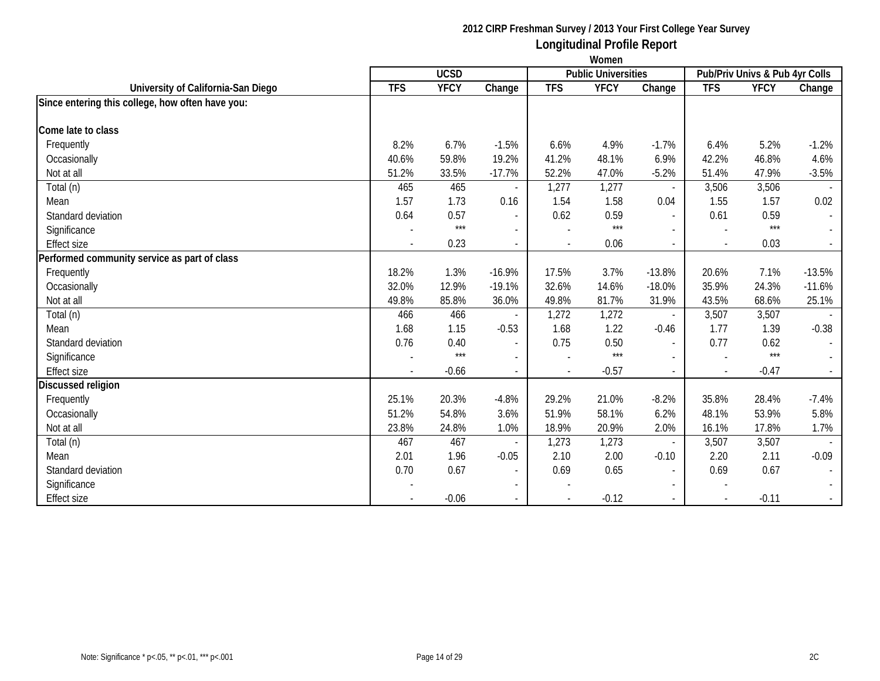## 2012 CIRP Freshman Survey / 2013 Your First College Year Survey

## Longitudinal Profile Report

### Women

| University of California-San Diego | UCSD | | | Public Universities | | | Pub/Priv Univs & Pub 4yr Colls | | |
|---|---|---|---|---|---|---|---|---|---|
| | TFS | YFCY | Change | TFS | YFCY | Change | TFS | YFCY | Change |
| **Since entering this college, how often have you:** | | | | | | | | | |
| **Come late to class** | | | | | | | | | |
| Frequently | 8.2% | 6.7% | -1.5% | 6.6% | 4.9% | -1.7% | 6.4% | 5.2% | -1.2% |
| Occasionally | 40.6% | 59.8% | 19.2% | 41.2% | 48.1% | 6.9% | 42.2% | 46.8% | 4.6% |
| Not at all | 51.2% | 33.5% | -17.7% | 52.2% | 47.0% | -5.2% | 51.4% | 47.9% | -3.5% |
| Total (n) | 465 | 465 | - | 1,277 | 1,277 | - | 3,506 | 3,506 | - |
| Mean | 1.57 | 1.73 | 0.16 | 1.54 | 1.58 | 0.04 | 1.55 | 1.57 | 0.02 |
| Standard deviation | 0.64 | 0.57 | - | 0.62 | 0.59 | - | 0.61 | 0.59 | - |
| Significance | - | *** | - | - | *** | - | - | *** | - |
| Effect size | - | 0.23 | - | - | 0.06 | - | - | 0.03 | - |
| **Performed community service as part of class** | | | | | | | | | |
| Frequently | 18.2% | 1.3% | -16.9% | 17.5% | 3.7% | -13.8% | 20.6% | 7.1% | -13.5% |
| Occasionally | 32.0% | 12.9% | -19.1% | 32.6% | 14.6% | -18.0% | 35.9% | 24.3% | -11.6% |
| Not at all | 49.8% | 85.8% | 36.0% | 49.8% | 81.7% | 31.9% | 43.5% | 68.6% | 25.1% |
| Total (n) | 466 | 466 | - | 1,272 | 1,272 | - | 3,507 | 3,507 | - |
| Mean | 1.68 | 1.15 | -0.53 | 1.68 | 1.22 | -0.46 | 1.77 | 1.39 | -0.38 |
| Standard deviation | 0.76 | 0.40 | - | 0.75 | 0.50 | - | 0.77 | 0.62 | - |
| Significance | - | *** | - | - | *** | - | - | *** | - |
| Effect size | - | -0.66 | - | - | -0.57 | - | - | -0.47 | - |
| **Discussed religion** | | | | | | | | | |
| Frequently | 25.1% | 20.3% | -4.8% | 29.2% | 21.0% | -8.2% | 35.8% | 28.4% | -7.4% |
| Occasionally | 51.2% | 54.8% | 3.6% | 51.9% | 58.1% | 6.2% | 48.1% | 53.9% | 5.8% |
| Not at all | 23.8% | 24.8% | 1.0% | 18.9% | 20.9% | 2.0% | 16.1% | 17.8% | 1.7% |
| Total (n) | 467 | 467 | - | 1,273 | 1,273 | - | 3,507 | 3,507 | - |
| Mean | 2.01 | 1.96 | -0.05 | 2.10 | 2.00 | -0.10 | 2.20 | 2.11 | -0.09 |
| Standard deviation | 0.70 | 0.67 | - | 0.69 | 0.65 | - | 0.69 | 0.67 | - |
| Significance | - | | - | - | | - | - | | - |
| Effect size | - | -0.06 | - | - | -0.12 | - | - | -0.11 | - |

Note: Significance * p<.05, ** p<.01, *** p<.001

2C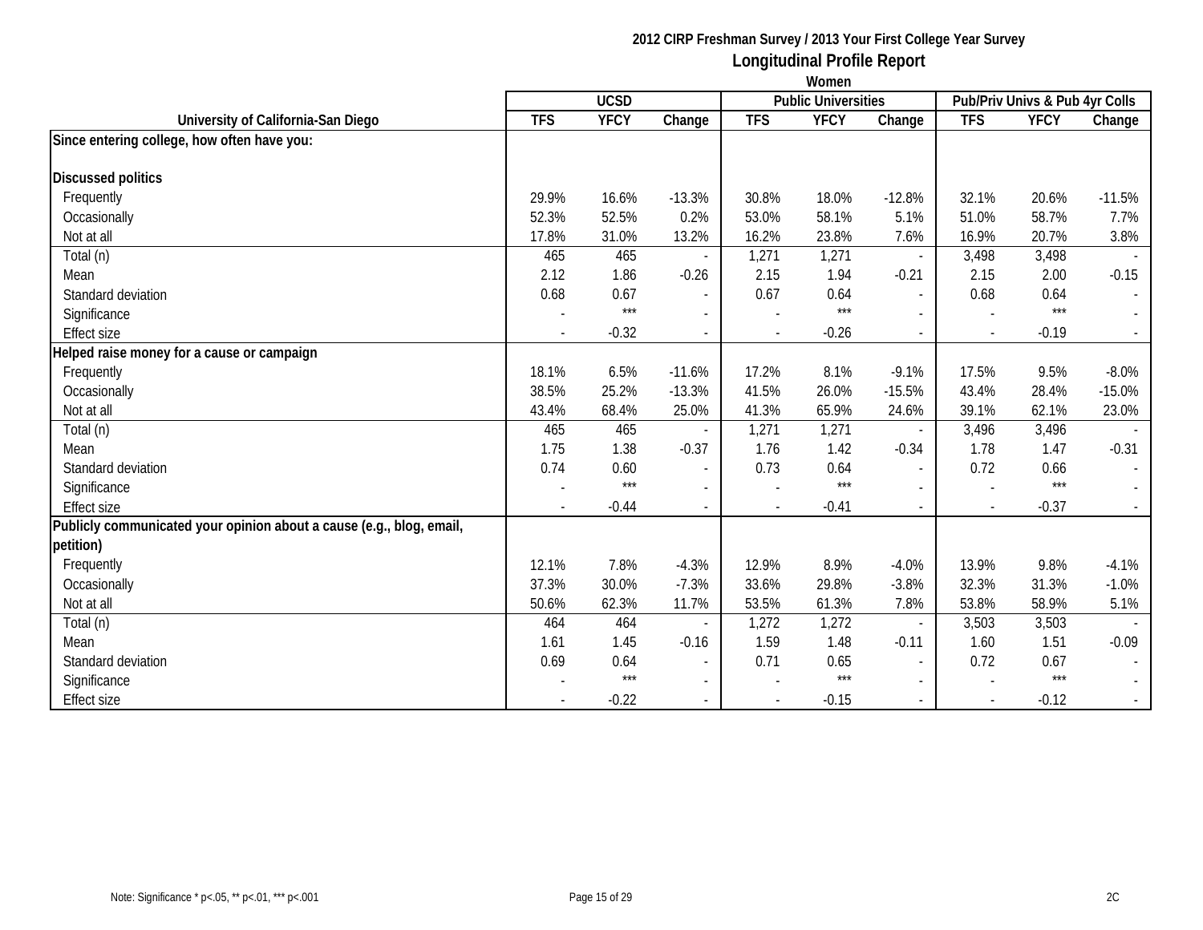2012 CIRP Freshman Survey / 2013 Your First College Year Survey

**Longitudinal Profile Report**

Women

| University of California-San Diego | UCSD | | | Public Universities | | | Pub/Priv Univs & Pub 4yr Colls | | |
|---|---|---|---|---|---|---|---|---|---|
| | TFS | YFCY | Change | TFS | YFCY | Change | TFS | YFCY | Change |
| **Since entering college, how often have you:** | | | | | | | | | |
| **Discussed politics** | | | | | | | | | |
| Frequently | 29.9% | 16.6% | -13.3% | 30.8% | 18.0% | -12.8% | 32.1% | 20.6% | -11.5% |
| Occasionally | 52.3% | 52.5% | 0.2% | 53.0% | 58.1% | 5.1% | 51.0% | 58.7% | 7.7% |
| Not at all | 17.8% | 31.0% | 13.2% | 16.2% | 23.8% | 7.6% | 16.9% | 20.7% | 3.8% |
| Total (n) | 465 | 465 | - | 1,271 | 1,271 | - | 3,498 | 3,498 | - |
| Mean | 2.12 | 1.86 | -0.26 | 2.15 | 1.94 | -0.21 | 2.15 | 2.00 | -0.15 |
| Standard deviation | 0.68 | 0.67 | - | 0.67 | 0.64 | - | 0.68 | 0.64 | - |
| Significance | - | *** | - | - | *** | - | - | *** | - |
| Effect size | - | -0.32 | - | - | -0.26 | - | - | -0.19 | - |
| **Helped raise money for a cause or campaign** | | | | | | | | | |
| Frequently | 18.1% | 6.5% | -11.6% | 17.2% | 8.1% | -9.1% | 17.5% | 9.5% | -8.0% |
| Occasionally | 38.5% | 25.2% | -13.3% | 41.5% | 26.0% | -15.5% | 43.4% | 28.4% | -15.0% |
| Not at all | 43.4% | 68.4% | 25.0% | 41.3% | 65.9% | 24.6% | 39.1% | 62.1% | 23.0% |
| Total (n) | 465 | 465 | - | 1,271 | 1,271 | - | 3,496 | 3,496 | - |
| Mean | 1.75 | 1.38 | -0.37 | 1.76 | 1.42 | -0.34 | 1.78 | 1.47 | -0.31 |
| Standard deviation | 0.74 | 0.60 | - | 0.73 | 0.64 | - | 0.72 | 0.66 | - |
| Significance | - | *** | - | - | *** | - | - | *** | - |
| Effect size | - | -0.44 | - | - | -0.41 | - | - | -0.37 | - |
| **Publicly communicated your opinion about a cause (e.g., blog, email, petition)** | | | | | | | | | |
| Frequently | 12.1% | 7.8% | -4.3% | 12.9% | 8.9% | -4.0% | 13.9% | 9.8% | -4.1% |
| Occasionally | 37.3% | 30.0% | -7.3% | 33.6% | 29.8% | -3.8% | 32.3% | 31.3% | -1.0% |
| Not at all | 50.6% | 62.3% | 11.7% | 53.5% | 61.3% | 7.8% | 53.8% | 58.9% | 5.1% |
| Total (n) | 464 | 464 | - | 1,272 | 1,272 | - | 3,503 | 3,503 | - |
| Mean | 1.61 | 1.45 | -0.16 | 1.59 | 1.48 | -0.11 | 1.60 | 1.51 | -0.09 |
| Standard deviation | 0.69 | 0.64 | - | 0.71 | 0.65 | - | 0.72 | 0.67 | - |
| Significance | - | *** | - | - | *** | - | - | *** | - |
| Effect size | - | -0.22 | - | - | -0.15 | - | - | -0.12 | - |

Note: Significance * p<.05, ** p<.01, *** p<.001

2C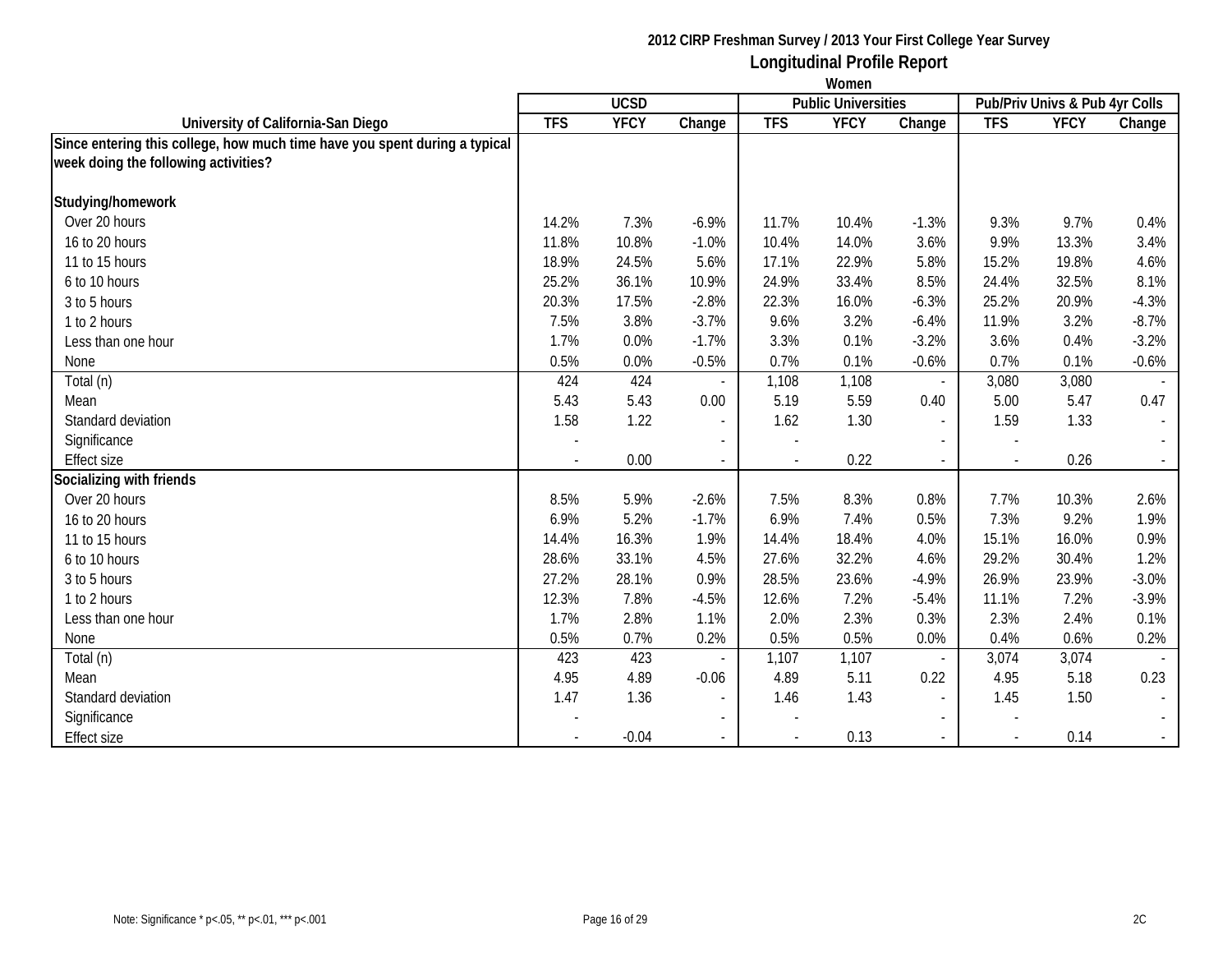**2012 CIRP Freshman Survey / 2013 Your First College Year Survey**

**Longitudinal Profile Report**

**Women**

| University of California-San Diego | UCSD | | | Public Universities | | | Pub/Priv Univs & Pub 4yr Colls | | |
|---|---|---|---|---|---|---|---|---|---|
| | TFS | YFCY | Change | TFS | YFCY | Change | TFS | YFCY | Change |
| **Since entering this college, how much time have you spent during a typical week doing the following activities?** | | | | | | | | | |
| **Studying/homework** | | | | | | | | | |
| Over 20 hours | 14.2% | 7.3% | -6.9% | 11.7% | 10.4% | -1.3% | 9.3% | 9.7% | 0.4% |
| 16 to 20 hours | 11.8% | 10.8% | -1.0% | 10.4% | 14.0% | 3.6% | 9.9% | 13.3% | 3.4% |
| 11 to 15 hours | 18.9% | 24.5% | 5.6% | 17.1% | 22.9% | 5.8% | 15.2% | 19.8% | 4.6% |
| 6 to 10 hours | 25.2% | 36.1% | 10.9% | 24.9% | 33.4% | 8.5% | 24.4% | 32.5% | 8.1% |
| 3 to 5 hours | 20.3% | 17.5% | -2.8% | 22.3% | 16.0% | -6.3% | 25.2% | 20.9% | -4.3% |
| 1 to 2 hours | 7.5% | 3.8% | -3.7% | 9.6% | 3.2% | -6.4% | 11.9% | 3.2% | -8.7% |
| Less than one hour | 1.7% | 0.0% | -1.7% | 3.3% | 0.1% | -3.2% | 3.6% | 0.4% | -3.2% |
| None | 0.5% | 0.0% | -0.5% | 0.7% | 0.1% | -0.6% | 0.7% | 0.1% | -0.6% |
| Total (n) | 424 | 424 | - | 1,108 | 1,108 | - | 3,080 | 3,080 | - |
| Mean | 5.43 | 5.43 | 0.00 | 5.19 | 5.59 | 0.40 | 5.00 | 5.47 | 0.47 |
| Standard deviation | 1.58 | 1.22 | - | 1.62 | 1.30 | - | 1.59 | 1.33 | - |
| Significance | - | | - | - | | - | - | | - |
| Effect size | - | 0.00 | - | - | 0.22 | - | - | 0.26 | - |
| **Socializing with friends** | | | | | | | | | |
| Over 20 hours | 8.5% | 5.9% | -2.6% | 7.5% | 8.3% | 0.8% | 7.7% | 10.3% | 2.6% |
| 16 to 20 hours | 6.9% | 5.2% | -1.7% | 6.9% | 7.4% | 0.5% | 7.3% | 9.2% | 1.9% |
| 11 to 15 hours | 14.4% | 16.3% | 1.9% | 14.4% | 18.4% | 4.0% | 15.1% | 16.0% | 0.9% |
| 6 to 10 hours | 28.6% | 33.1% | 4.5% | 27.6% | 32.2% | 4.6% | 29.2% | 30.4% | 1.2% |
| 3 to 5 hours | 27.2% | 28.1% | 0.9% | 28.5% | 23.6% | -4.9% | 26.9% | 23.9% | -3.0% |
| 1 to 2 hours | 12.3% | 7.8% | -4.5% | 12.6% | 7.2% | -5.4% | 11.1% | 7.2% | -3.9% |
| Less than one hour | 1.7% | 2.8% | 1.1% | 2.0% | 2.3% | 0.3% | 2.3% | 2.4% | 0.1% |
| None | 0.5% | 0.7% | 0.2% | 0.5% | 0.5% | 0.0% | 0.4% | 0.6% | 0.2% |
| Total (n) | 423 | 423 | - | 1,107 | 1,107 | - | 3,074 | 3,074 | - |
| Mean | 4.95 | 4.89 | -0.06 | 4.89 | 5.11 | 0.22 | 4.95 | 5.18 | 0.23 |
| Standard deviation | 1.47 | 1.36 | - | 1.46 | 1.43 | - | 1.45 | 1.50 | - |
| Significance | - | | - | - | | - | - | | - |
| Effect size | - | -0.04 | - | - | 0.13 | - | - | 0.14 | - |

Note: Significance * p<.05, ** p<.01, *** p<.001

2C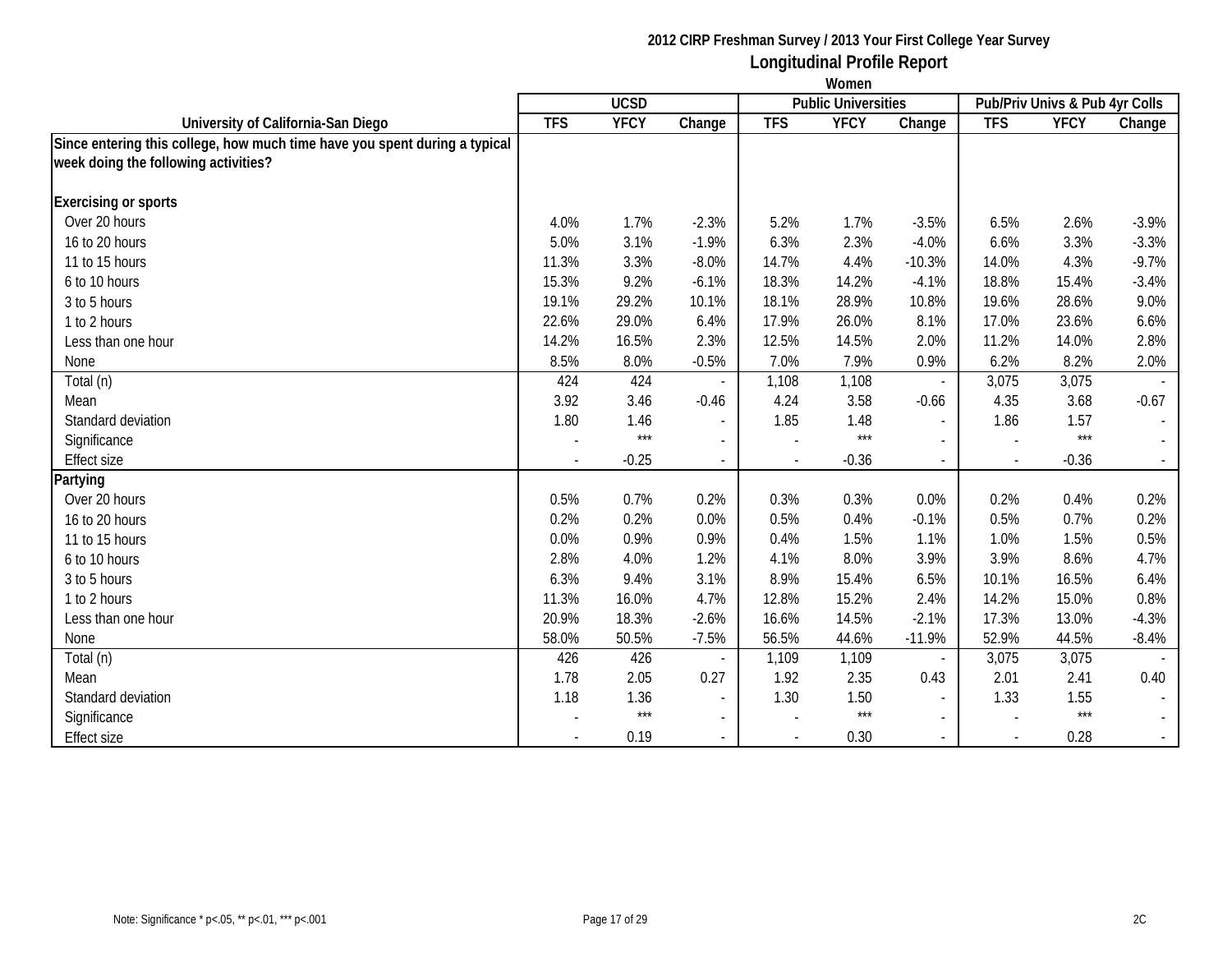# 2012 CIRP Freshman Survey / 2013 Your First College Year Survey

## Longitudinal Profile Report

### Women

| University of California-San Diego | UCSD | | | Public Universities | | | Pub/Priv Univs & Pub 4yr Colls | | |
|---|---|---|---|---|---|---|---|---|---|
| | TFS | YFCY | Change | TFS | YFCY | Change | TFS | YFCY | Change |
| **Since entering this college, how much time have you spent during a typical week doing the following activities?** | | | | | | | | | |
| **Exercising or sports** | | | | | | | | | |
| Over 20 hours | 4.0% | 1.7% | -2.3% | 5.2% | 1.7% | -3.5% | 6.5% | 2.6% | -3.9% |
| 16 to 20 hours | 5.0% | 3.1% | -1.9% | 6.3% | 2.3% | -4.0% | 6.6% | 3.3% | -3.3% |
| 11 to 15 hours | 11.3% | 3.3% | -8.0% | 14.7% | 4.4% | -10.3% | 14.0% | 4.3% | -9.7% |
| 6 to 10 hours | 15.3% | 9.2% | -6.1% | 18.3% | 14.2% | -4.1% | 18.8% | 15.4% | -3.4% |
| 3 to 5 hours | 19.1% | 29.2% | 10.1% | 18.1% | 28.9% | 10.8% | 19.6% | 28.6% | 9.0% |
| 1 to 2 hours | 22.6% | 29.0% | 6.4% | 17.9% | 26.0% | 8.1% | 17.0% | 23.6% | 6.6% |
| Less than one hour | 14.2% | 16.5% | 2.3% | 12.5% | 14.5% | 2.0% | 11.2% | 14.0% | 2.8% |
| None | 8.5% | 8.0% | -0.5% | 7.0% | 7.9% | 0.9% | 6.2% | 8.2% | 2.0% |
| Total (n) | 424 | 424 | - | 1,108 | 1,108 | - | 3,075 | 3,075 | - |
| Mean | 3.92 | 3.46 | -0.46 | 4.24 | 3.58 | -0.66 | 4.35 | 3.68 | -0.67 |
| Standard deviation | 1.80 | 1.46 | - | 1.85 | 1.48 | - | 1.86 | 1.57 | - |
| Significance | - | *** | - | - | *** | - | - | *** | - |
| Effect size | - | -0.25 | - | - | -0.36 | - | - | -0.36 | - |
| **Partying** | | | | | | | | | |
| Over 20 hours | 0.5% | 0.7% | 0.2% | 0.3% | 0.3% | 0.0% | 0.2% | 0.4% | 0.2% |
| 16 to 20 hours | 0.2% | 0.2% | 0.0% | 0.5% | 0.4% | -0.1% | 0.5% | 0.7% | 0.2% |
| 11 to 15 hours | 0.0% | 0.9% | 0.9% | 0.4% | 1.5% | 1.1% | 1.0% | 1.5% | 0.5% |
| 6 to 10 hours | 2.8% | 4.0% | 1.2% | 4.1% | 8.0% | 3.9% | 3.9% | 8.6% | 4.7% |
| 3 to 5 hours | 6.3% | 9.4% | 3.1% | 8.9% | 15.4% | 6.5% | 10.1% | 16.5% | 6.4% |
| 1 to 2 hours | 11.3% | 16.0% | 4.7% | 12.8% | 15.2% | 2.4% | 14.2% | 15.0% | 0.8% |
| Less than one hour | 20.9% | 18.3% | -2.6% | 16.6% | 14.5% | -2.1% | 17.3% | 13.0% | -4.3% |
| None | 58.0% | 50.5% | -7.5% | 56.5% | 44.6% | -11.9% | 52.9% | 44.5% | -8.4% |
| Total (n) | 426 | 426 | - | 1,109 | 1,109 | - | 3,075 | 3,075 | - |
| Mean | 1.78 | 2.05 | 0.27 | 1.92 | 2.35 | 0.43 | 2.01 | 2.41 | 0.40 |
| Standard deviation | 1.18 | 1.36 | - | 1.30 | 1.50 | - | 1.33 | 1.55 | - |
| Significance | - | *** | - | - | *** | - | - | *** | - |
| Effect size | - | 0.19 | - | - | 0.30 | - | - | 0.28 | - |

Note: Significance * p<.05, ** p<.01, *** p<.001

2C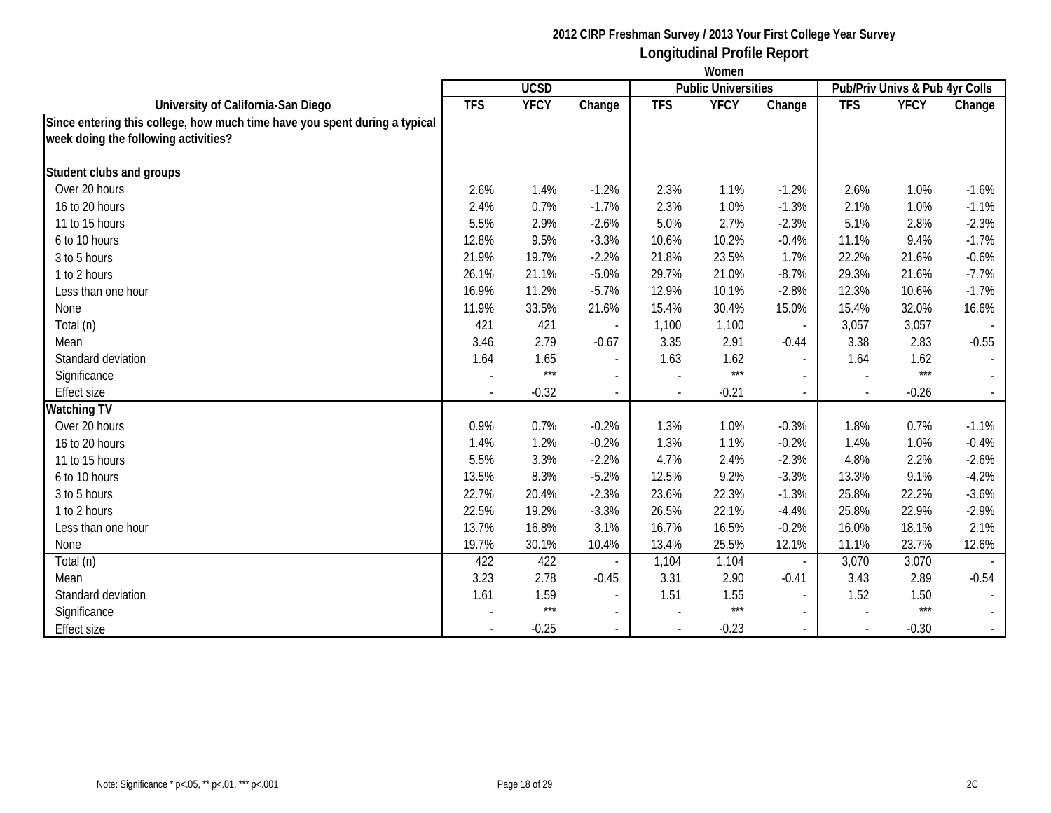**2012 CIRP Freshman Survey / 2013 Your First College Year Survey**

## Longitudinal Profile Report

**Women**

| University of California-San Diego | UCSD | | | Public Universities | | | Pub/Priv Univs & Pub 4yr Colls | | |
|---|---|---|---|---|---|---|---|---|---|
| | TFS | YFCY | Change | TFS | YFCY | Change | TFS | YFCY | Change |
| **Since entering this college, how much time have you spent during a typical week doing the following activities?** | | | | | | | | | |
| **Student clubs and groups** | | | | | | | | | |
| Over 20 hours | 2.6% | 1.4% | -1.2% | 2.3% | 1.1% | -1.2% | 2.6% | 1.0% | -1.6% |
| 16 to 20 hours | 2.4% | 0.7% | -1.7% | 2.3% | 1.0% | -1.3% | 2.1% | 1.0% | -1.1% |
| 11 to 15 hours | 5.5% | 2.9% | -2.6% | 5.0% | 2.7% | -2.3% | 5.1% | 2.8% | -2.3% |
| 6 to 10 hours | 12.8% | 9.5% | -3.3% | 10.6% | 10.2% | -0.4% | 11.1% | 9.4% | -1.7% |
| 3 to 5 hours | 21.9% | 19.7% | -2.2% | 21.8% | 23.5% | 1.7% | 22.2% | 21.6% | -0.6% |
| 1 to 2 hours | 26.1% | 21.1% | -5.0% | 29.7% | 21.0% | -8.7% | 29.3% | 21.6% | -7.7% |
| Less than one hour | 16.9% | 11.2% | -5.7% | 12.9% | 10.1% | -2.8% | 12.3% | 10.6% | -1.7% |
| None | 11.9% | 33.5% | 21.6% | 15.4% | 30.4% | 15.0% | 15.4% | 32.0% | 16.6% |
| Total (n) | 421 | 421 | - | 1,100 | 1,100 | - | 3,057 | 3,057 | - |
| Mean | 3.46 | 2.79 | -0.67 | 3.35 | 2.91 | -0.44 | 3.38 | 2.83 | -0.55 |
| Standard deviation | 1.64 | 1.65 | - | 1.63 | 1.62 | - | 1.64 | 1.62 | - |
| Significance | - | *** | - | - | *** | - | - | *** | - |
| Effect size | - | -0.32 | - | - | -0.21 | - | - | -0.26 | - |
| **Watching TV** | | | | | | | | | |
| Over 20 hours | 0.9% | 0.7% | -0.2% | 1.3% | 1.0% | -0.3% | 1.8% | 0.7% | -1.1% |
| 16 to 20 hours | 1.4% | 1.2% | -0.2% | 1.3% | 1.1% | -0.2% | 1.4% | 1.0% | -0.4% |
| 11 to 15 hours | 5.5% | 3.3% | -2.2% | 4.7% | 2.4% | -2.3% | 4.8% | 2.2% | -2.6% |
| 6 to 10 hours | 13.5% | 8.3% | -5.2% | 12.5% | 9.2% | -3.3% | 13.3% | 9.1% | -4.2% |
| 3 to 5 hours | 22.7% | 20.4% | -2.3% | 23.6% | 22.3% | -1.3% | 25.8% | 22.2% | -3.6% |
| 1 to 2 hours | 22.5% | 19.2% | -3.3% | 26.5% | 22.1% | -4.4% | 25.8% | 22.9% | -2.9% |
| Less than one hour | 13.7% | 16.8% | 3.1% | 16.7% | 16.5% | -0.2% | 16.0% | 18.1% | 2.1% |
| None | 19.7% | 30.1% | 10.4% | 13.4% | 25.5% | 12.1% | 11.1% | 23.7% | 12.6% |
| Total (n) | 422 | 422 | - | 1,104 | 1,104 | - | 3,070 | 3,070 | - |
| Mean | 3.23 | 2.78 | -0.45 | 3.31 | 2.90 | -0.41 | 3.43 | 2.89 | -0.54 |
| Standard deviation | 1.61 | 1.59 | - | 1.51 | 1.55 | - | 1.52 | 1.50 | - |
| Significance | - | *** | - | - | *** | - | - | *** | - |
| Effect size | - | -0.25 | - | - | -0.23 | - | - | -0.30 | - |

Note: Significance * p<.05, ** p<.01, *** p<.001

2C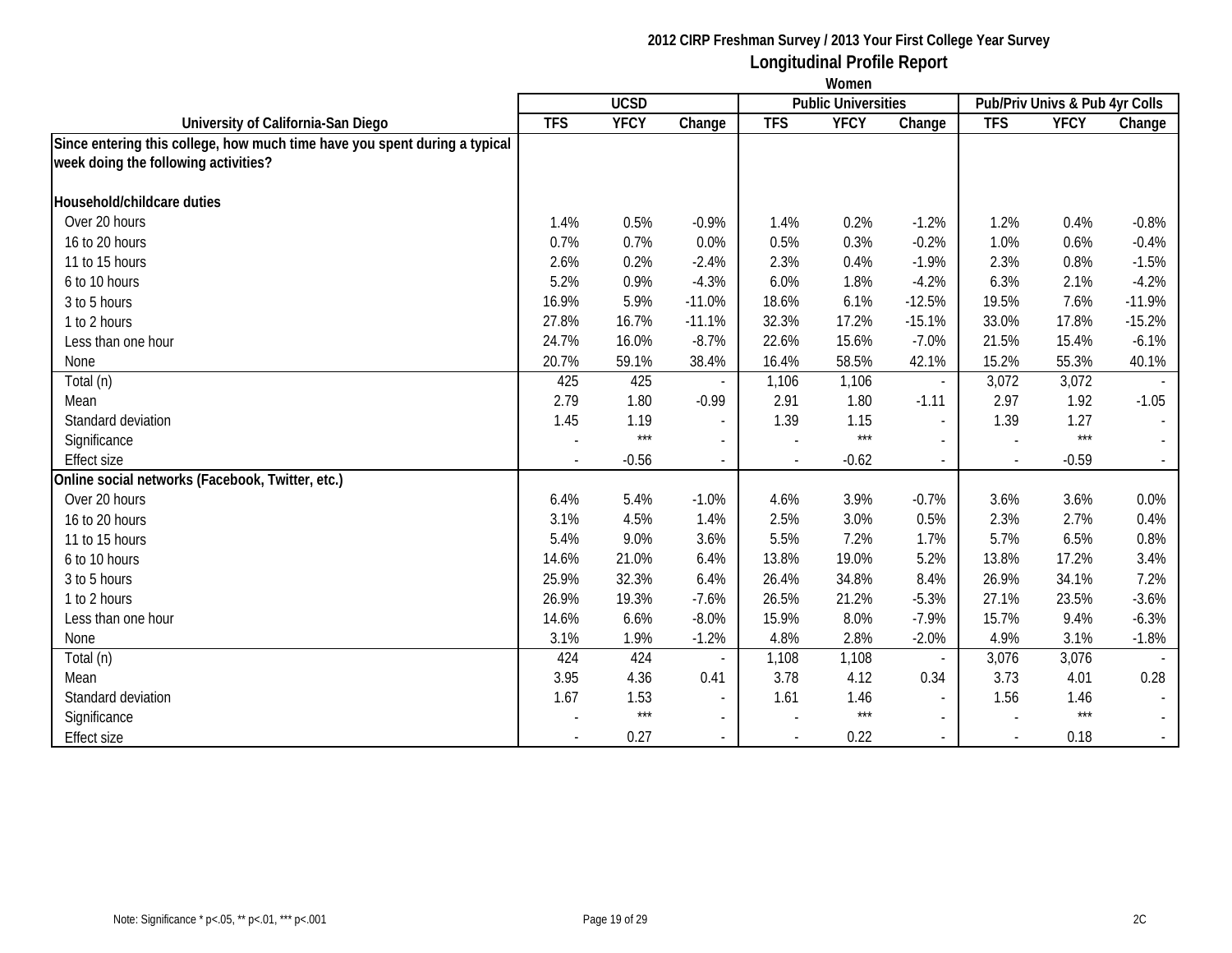2012 CIRP Freshman Survey / 2013 Your First College Year Survey

## Longitudinal Profile Report

Women

| University of California-San Diego | UCSD | | | Public Universities | | | Pub/Priv Univs & Pub 4yr Colls | | |
|---|---|---|---|---|---|---|---|---|---|
| | TFS | YFCY | Change | TFS | YFCY | Change | TFS | YFCY | Change |
| **Since entering this college, how much time have you spent during a typical week doing the following activities?** | | | | | | | | | |
| **Household/childcare duties** | | | | | | | | | |
| Over 20 hours | 1.4% | 0.5% | -0.9% | 1.4% | 0.2% | -1.2% | 1.2% | 0.4% | -0.8% |
| 16 to 20 hours | 0.7% | 0.7% | 0.0% | 0.5% | 0.3% | -0.2% | 1.0% | 0.6% | -0.4% |
| 11 to 15 hours | 2.6% | 0.2% | -2.4% | 2.3% | 0.4% | -1.9% | 2.3% | 0.8% | -1.5% |
| 6 to 10 hours | 5.2% | 0.9% | -4.3% | 6.0% | 1.8% | -4.2% | 6.3% | 2.1% | -4.2% |
| 3 to 5 hours | 16.9% | 5.9% | -11.0% | 18.6% | 6.1% | -12.5% | 19.5% | 7.6% | -11.9% |
| 1 to 2 hours | 27.8% | 16.7% | -11.1% | 32.3% | 17.2% | -15.1% | 33.0% | 17.8% | -15.2% |
| Less than one hour | 24.7% | 16.0% | -8.7% | 22.6% | 15.6% | -7.0% | 21.5% | 15.4% | -6.1% |
| None | 20.7% | 59.1% | 38.4% | 16.4% | 58.5% | 42.1% | 15.2% | 55.3% | 40.1% |
| Total (n) | 425 | 425 | - | 1,106 | 1,106 | - | 3,072 | 3,072 | - |
| Mean | 2.79 | 1.80 | -0.99 | 2.91 | 1.80 | -1.11 | 2.97 | 1.92 | -1.05 |
| Standard deviation | 1.45 | 1.19 | - | 1.39 | 1.15 | - | 1.39 | 1.27 | - |
| Significance | - | *** | - | - | *** | - | - | *** | - |
| Effect size | - | -0.56 | - | - | -0.62 | - | - | -0.59 | - |
| **Online social networks (Facebook, Twitter, etc.)** | | | | | | | | | |
| Over 20 hours | 6.4% | 5.4% | -1.0% | 4.6% | 3.9% | -0.7% | 3.6% | 3.6% | 0.0% |
| 16 to 20 hours | 3.1% | 4.5% | 1.4% | 2.5% | 3.0% | 0.5% | 2.3% | 2.7% | 0.4% |
| 11 to 15 hours | 5.4% | 9.0% | 3.6% | 5.5% | 7.2% | 1.7% | 5.7% | 6.5% | 0.8% |
| 6 to 10 hours | 14.6% | 21.0% | 6.4% | 13.8% | 19.0% | 5.2% | 13.8% | 17.2% | 3.4% |
| 3 to 5 hours | 25.9% | 32.3% | 6.4% | 26.4% | 34.8% | 8.4% | 26.9% | 34.1% | 7.2% |
| 1 to 2 hours | 26.9% | 19.3% | -7.6% | 26.5% | 21.2% | -5.3% | 27.1% | 23.5% | -3.6% |
| Less than one hour | 14.6% | 6.6% | -8.0% | 15.9% | 8.0% | -7.9% | 15.7% | 9.4% | -6.3% |
| None | 3.1% | 1.9% | -1.2% | 4.8% | 2.8% | -2.0% | 4.9% | 3.1% | -1.8% |
| Total (n) | 424 | 424 | - | 1,108 | 1,108 | - | 3,076 | 3,076 | - |
| Mean | 3.95 | 4.36 | 0.41 | 3.78 | 4.12 | 0.34 | 3.73 | 4.01 | 0.28 |
| Standard deviation | 1.67 | 1.53 | - | 1.61 | 1.46 | - | 1.56 | 1.46 | - |
| Significance | - | *** | - | - | *** | - | - | *** | - |
| Effect size | - | 0.27 | - | - | 0.22 | - | - | 0.18 | - |

Note: Significance * p<.05, ** p<.01, *** p<.001

2C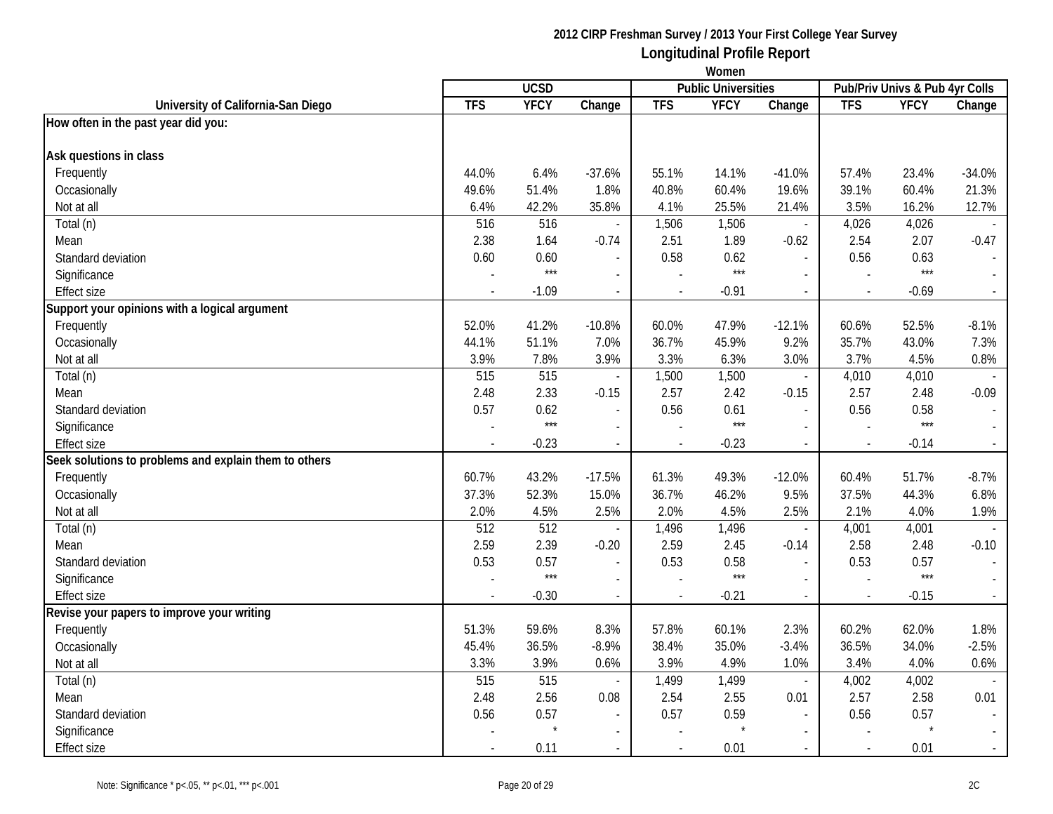**2012 CIRP Freshman Survey / 2013 Your First College Year Survey**

## Longitudinal Profile Report

**Women**

| University of California-San Diego | UCSD | | | Public Universities | | | Pub/Priv Univs & Pub 4yr Colls | | |
|---|---|---|---|---|---|---|---|---|---|
| | TFS | YFCY | Change | TFS | YFCY | Change | TFS | YFCY | Change |
| **How often in the past year did you:** | | | | | | | | | |
| **Ask questions in class** | | | | | | | | | |
| Frequently | 44.0% | 6.4% | -37.6% | 55.1% | 14.1% | -41.0% | 57.4% | 23.4% | -34.0% |
| Occasionally | 49.6% | 51.4% | 1.8% | 40.8% | 60.4% | 19.6% | 39.1% | 60.4% | 21.3% |
| Not at all | 6.4% | 42.2% | 35.8% | 4.1% | 25.5% | 21.4% | 3.5% | 16.2% | 12.7% |
| Total (n) | 516 | 516 | - | 1,506 | 1,506 | - | 4,026 | 4,026 | - |
| Mean | 2.38 | 1.64 | -0.74 | 2.51 | 1.89 | -0.62 | 2.54 | 2.07 | -0.47 |
| Standard deviation | 0.60 | 0.60 | - | 0.58 | 0.62 | - | 0.56 | 0.63 | - |
| Significance | - | *** | - | - | *** | - | - | *** | - |
| Effect size | - | -1.09 | - | - | -0.91 | - | - | -0.69 | - |
| **Support your opinions with a logical argument** | | | | | | | | | |
| Frequently | 52.0% | 41.2% | -10.8% | 60.0% | 47.9% | -12.1% | 60.6% | 52.5% | -8.1% |
| Occasionally | 44.1% | 51.1% | 7.0% | 36.7% | 45.9% | 9.2% | 35.7% | 43.0% | 7.3% |
| Not at all | 3.9% | 7.8% | 3.9% | 3.3% | 6.3% | 3.0% | 3.7% | 4.5% | 0.8% |
| Total (n) | 515 | 515 | - | 1,500 | 1,500 | - | 4,010 | 4,010 | - |
| Mean | 2.48 | 2.33 | -0.15 | 2.57 | 2.42 | -0.15 | 2.57 | 2.48 | -0.09 |
| Standard deviation | 0.57 | 0.62 | - | 0.56 | 0.61 | - | 0.56 | 0.58 | - |
| Significance | - | *** | - | - | *** | - | - | *** | - |
| Effect size | - | -0.23 | - | - | -0.23 | - | - | -0.14 | - |
| **Seek solutions to problems and explain them to others** | | | | | | | | | |
| Frequently | 60.7% | 43.2% | -17.5% | 61.3% | 49.3% | -12.0% | 60.4% | 51.7% | -8.7% |
| Occasionally | 37.3% | 52.3% | 15.0% | 36.7% | 46.2% | 9.5% | 37.5% | 44.3% | 6.8% |
| Not at all | 2.0% | 4.5% | 2.5% | 2.0% | 4.5% | 2.5% | 2.1% | 4.0% | 1.9% |
| Total (n) | 512 | 512 | - | 1,496 | 1,496 | - | 4,001 | 4,001 | - |
| Mean | 2.59 | 2.39 | -0.20 | 2.59 | 2.45 | -0.14 | 2.58 | 2.48 | -0.10 |
| Standard deviation | 0.53 | 0.57 | - | 0.53 | 0.58 | - | 0.53 | 0.57 | - |
| Significance | - | *** | - | - | *** | - | - | *** | - |
| Effect size | - | -0.30 | - | - | -0.21 | - | - | -0.15 | - |
| **Revise your papers to improve your writing** | | | | | | | | | |
| Frequently | 51.3% | 59.6% | 8.3% | 57.8% | 60.1% | 2.3% | 60.2% | 62.0% | 1.8% |
| Occasionally | 45.4% | 36.5% | -8.9% | 38.4% | 35.0% | -3.4% | 36.5% | 34.0% | -2.5% |
| Not at all | 3.3% | 3.9% | 0.6% | 3.9% | 4.9% | 1.0% | 3.4% | 4.0% | 0.6% |
| Total (n) | 515 | 515 | - | 1,499 | 1,499 | - | 4,002 | 4,002 | - |
| Mean | 2.48 | 2.56 | 0.08 | 2.54 | 2.55 | 0.01 | 2.57 | 2.58 | 0.01 |
| Standard deviation | 0.56 | 0.57 | - | 0.57 | 0.59 | - | 0.56 | 0.57 | - |
| Significance | - | * | - | - | * | - | - | * | - |
| Effect size | - | 0.11 | - | - | 0.01 | - | - | 0.01 | - |

Note: Significance * p<.05, ** p<.01, *** p<.001

2C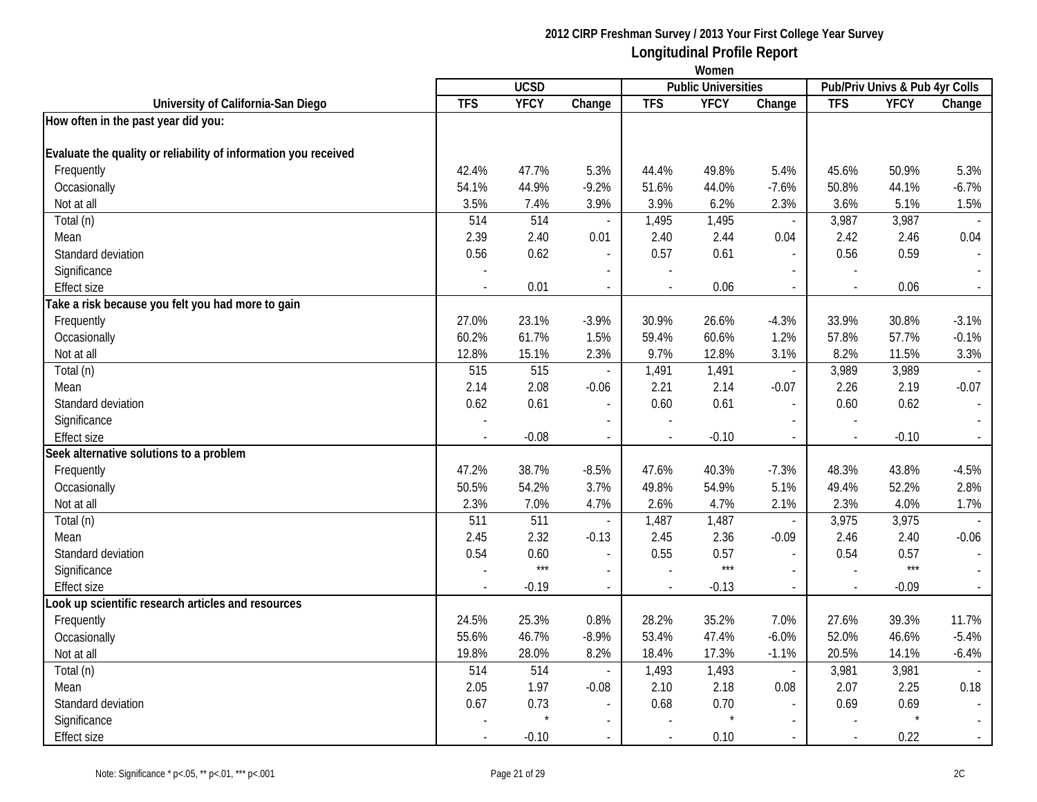# 2012 CIRP Freshman Survey / 2013 Your First College Year Survey

## Longitudinal Profile Report

### Women

| University of California-San Diego | UCSD | | | Public Universities | | | Pub/Priv Univs & Pub 4yr Colls | | |
|---|---|---|---|---|---|---|---|---|---|
| | TFS | YFCY | Change | TFS | YFCY | Change | TFS | YFCY | Change |
| **How often in the past year did you:** | | | | | | | | | |
| **Evaluate the quality or reliability of information you received** | | | | | | | | | |
| Frequently | 42.4% | 47.7% | 5.3% | 44.4% | 49.8% | 5.4% | 45.6% | 50.9% | 5.3% |
| Occasionally | 54.1% | 44.9% | -9.2% | 51.6% | 44.0% | -7.6% | 50.8% | 44.1% | -6.7% |
| Not at all | 3.5% | 7.4% | 3.9% | 3.9% | 6.2% | 2.3% | 3.6% | 5.1% | 1.5% |
| Total (n) | 514 | 514 | - | 1,495 | 1,495 | - | 3,987 | 3,987 | - |
| Mean | 2.39 | 2.40 | 0.01 | 2.40 | 2.44 | 0.04 | 2.42 | 2.46 | 0.04 |
| Standard deviation | 0.56 | 0.62 | - | 0.57 | 0.61 | - | 0.56 | 0.59 | - |
| Significance | - | | - | - | | - | - | | - |
| Effect size | - | 0.01 | - | - | 0.06 | - | - | 0.06 | - |
| **Take a risk because you felt you had more to gain** | | | | | | | | | |
| Frequently | 27.0% | 23.1% | -3.9% | 30.9% | 26.6% | -4.3% | 33.9% | 30.8% | -3.1% |
| Occasionally | 60.2% | 61.7% | 1.5% | 59.4% | 60.6% | 1.2% | 57.8% | 57.7% | -0.1% |
| Not at all | 12.8% | 15.1% | 2.3% | 9.7% | 12.8% | 3.1% | 8.2% | 11.5% | 3.3% |
| Total (n) | 515 | 515 | - | 1,491 | 1,491 | - | 3,989 | 3,989 | - |
| Mean | 2.14 | 2.08 | -0.06 | 2.21 | 2.14 | -0.07 | 2.26 | 2.19 | -0.07 |
| Standard deviation | 0.62 | 0.61 | - | 0.60 | 0.61 | - | 0.60 | 0.62 | - |
| Significance | - | | - | - | | - | - | | - |
| Effect size | - | -0.08 | - | - | -0.10 | - | - | -0.10 | - |
| **Seek alternative solutions to a problem** | | | | | | | | | |
| Frequently | 47.2% | 38.7% | -8.5% | 47.6% | 40.3% | -7.3% | 48.3% | 43.8% | -4.5% |
| Occasionally | 50.5% | 54.2% | 3.7% | 49.8% | 54.9% | 5.1% | 49.4% | 52.2% | 2.8% |
| Not at all | 2.3% | 7.0% | 4.7% | 2.6% | 4.7% | 2.1% | 2.3% | 4.0% | 1.7% |
| Total (n) | 511 | 511 | - | 1,487 | 1,487 | - | 3,975 | 3,975 | - |
| Mean | 2.45 | 2.32 | -0.13 | 2.45 | 2.36 | -0.09 | 2.46 | 2.40 | -0.06 |
| Standard deviation | 0.54 | 0.60 | - | 0.55 | 0.57 | - | 0.54 | 0.57 | - |
| Significance | - | *** | - | - | *** | - | - | *** | - |
| Effect size | - | -0.19 | - | - | -0.13 | - | - | -0.09 | - |
| **Look up scientific research articles and resources** | | | | | | | | | |
| Frequently | 24.5% | 25.3% | 0.8% | 28.2% | 35.2% | 7.0% | 27.6% | 39.3% | 11.7% |
| Occasionally | 55.6% | 46.7% | -8.9% | 53.4% | 47.4% | -6.0% | 52.0% | 46.6% | -5.4% |
| Not at all | 19.8% | 28.0% | 8.2% | 18.4% | 17.3% | -1.1% | 20.5% | 14.1% | -6.4% |
| Total (n) | 514 | 514 | - | 1,493 | 1,493 | - | 3,981 | 3,981 | - |
| Mean | 2.05 | 1.97 | -0.08 | 2.10 | 2.18 | 0.08 | 2.07 | 2.25 | 0.18 |
| Standard deviation | 0.67 | 0.73 | - | 0.68 | 0.70 | - | 0.69 | 0.69 | - |
| Significance | - | * | - | - | * | - | - | * | - |
| Effect size | - | -0.10 | - | - | 0.10 | - | - | 0.22 | - |

Note: Significance * p<.05, ** p<.01, *** p<.001

2C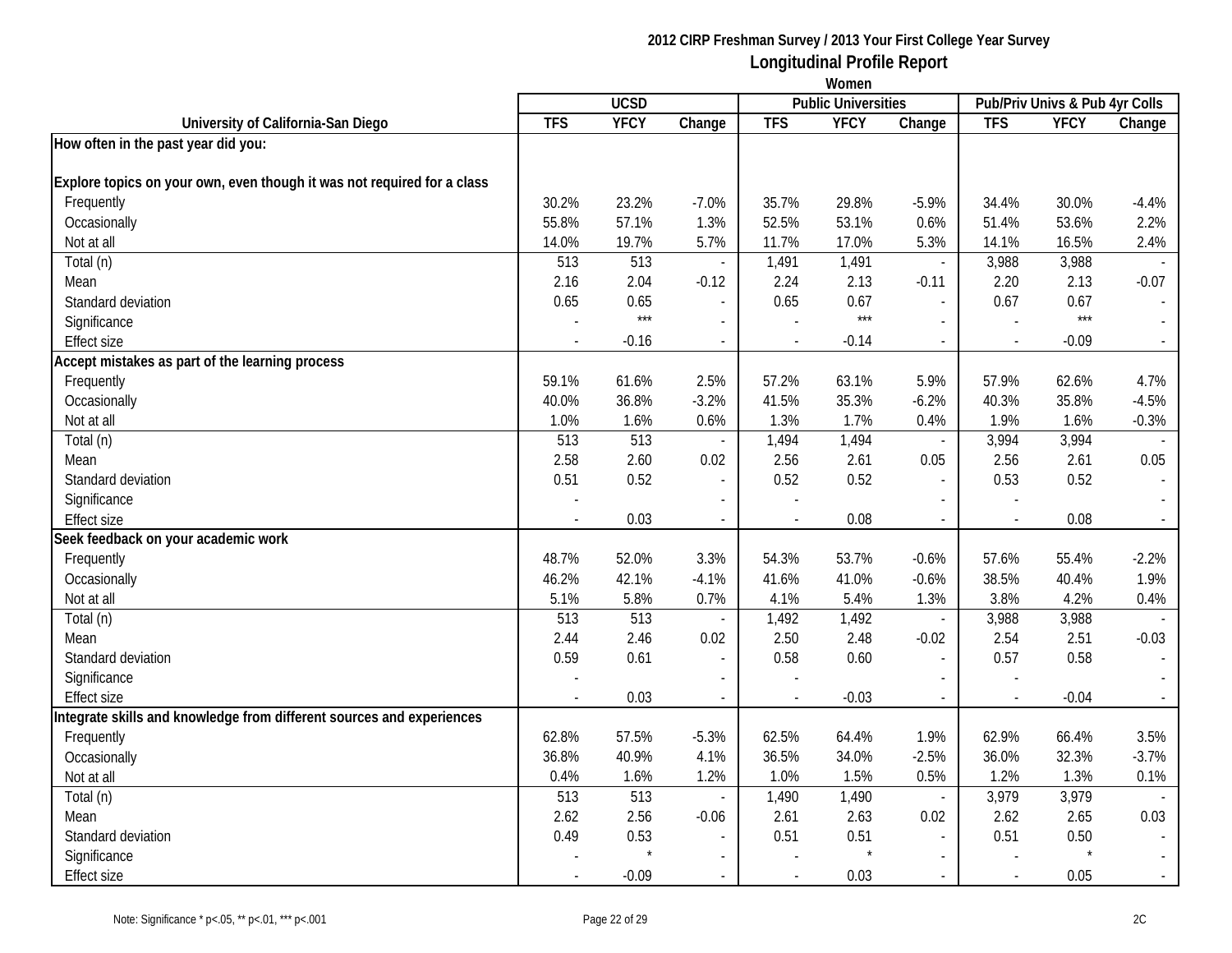**2012 CIRP Freshman Survey / 2013 Your First College Year Survey**

# Longitudinal Profile Report

**Women**

| University of California-San Diego | UCSD | | | Public Universities | | | Pub/Priv Univs & Pub 4yr Colls | | |
|---|---|---|---|---|---|---|---|---|---|
| | TFS | YFCY | Change | TFS | YFCY | Change | TFS | YFCY | Change |
| **How often in the past year did you:** | | | | | | | | | |
| **Explore topics on your own, even though it was not required for a class** | | | | | | | | | |
| Frequently | 30.2% | 23.2% | -7.0% | 35.7% | 29.8% | -5.9% | 34.4% | 30.0% | -4.4% |
| Occasionally | 55.8% | 57.1% | 1.3% | 52.5% | 53.1% | 0.6% | 51.4% | 53.6% | 2.2% |
| Not at all | 14.0% | 19.7% | 5.7% | 11.7% | 17.0% | 5.3% | 14.1% | 16.5% | 2.4% |
| Total (n) | 513 | 513 | - | 1,491 | 1,491 | - | 3,988 | 3,988 | - |
| Mean | 2.16 | 2.04 | -0.12 | 2.24 | 2.13 | -0.11 | 2.20 | 2.13 | -0.07 |
| Standard deviation | 0.65 | 0.65 | - | 0.65 | 0.67 | - | 0.67 | 0.67 | - |
| Significance | - | *** | - | - | *** | - | - | *** | - |
| Effect size | - | -0.16 | - | - | -0.14 | - | - | -0.09 | - |
| **Accept mistakes as part of the learning process** | | | | | | | | | |
| Frequently | 59.1% | 61.6% | 2.5% | 57.2% | 63.1% | 5.9% | 57.9% | 62.6% | 4.7% |
| Occasionally | 40.0% | 36.8% | -3.2% | 41.5% | 35.3% | -6.2% | 40.3% | 35.8% | -4.5% |
| Not at all | 1.0% | 1.6% | 0.6% | 1.3% | 1.7% | 0.4% | 1.9% | 1.6% | -0.3% |
| Total (n) | 513 | 513 | - | 1,494 | 1,494 | - | 3,994 | 3,994 | - |
| Mean | 2.58 | 2.60 | 0.02 | 2.56 | 2.61 | 0.05 | 2.56 | 2.61 | 0.05 |
| Standard deviation | 0.51 | 0.52 | - | 0.52 | 0.52 | - | 0.53 | 0.52 | - |
| Significance | - | | - | - | | - | - | | - |
| Effect size | - | 0.03 | - | - | 0.08 | - | - | 0.08 | - |
| **Seek feedback on your academic work** | | | | | | | | | |
| Frequently | 48.7% | 52.0% | 3.3% | 54.3% | 53.7% | -0.6% | 57.6% | 55.4% | -2.2% |
| Occasionally | 46.2% | 42.1% | -4.1% | 41.6% | 41.0% | -0.6% | 38.5% | 40.4% | 1.9% |
| Not at all | 5.1% | 5.8% | 0.7% | 4.1% | 5.4% | 1.3% | 3.8% | 4.2% | 0.4% |
| Total (n) | 513 | 513 | - | 1,492 | 1,492 | - | 3,988 | 3,988 | - |
| Mean | 2.44 | 2.46 | 0.02 | 2.50 | 2.48 | -0.02 | 2.54 | 2.51 | -0.03 |
| Standard deviation | 0.59 | 0.61 | - | 0.58 | 0.60 | - | 0.57 | 0.58 | - |
| Significance | - | | - | - | | - | - | | - |
| Effect size | - | 0.03 | - | - | -0.03 | - | - | -0.04 | - |
| **Integrate skills and knowledge from different sources and experiences** | | | | | | | | | |
| Frequently | 62.8% | 57.5% | -5.3% | 62.5% | 64.4% | 1.9% | 62.9% | 66.4% | 3.5% |
| Occasionally | 36.8% | 40.9% | 4.1% | 36.5% | 34.0% | -2.5% | 36.0% | 32.3% | -3.7% |
| Not at all | 0.4% | 1.6% | 1.2% | 1.0% | 1.5% | 0.5% | 1.2% | 1.3% | 0.1% |
| Total (n) | 513 | 513 | - | 1,490 | 1,490 | - | 3,979 | 3,979 | - |
| Mean | 2.62 | 2.56 | -0.06 | 2.61 | 2.63 | 0.02 | 2.62 | 2.65 | 0.03 |
| Standard deviation | 0.49 | 0.53 | - | 0.51 | 0.51 | - | 0.51 | 0.50 | - |
| Significance | - | * | - | - | * | - | - | * | - |
| Effect size | - | -0.09 | - | - | 0.03 | - | - | 0.05 | - |

Note: Significance * p<.05, ** p<.01, *** p<.001

2C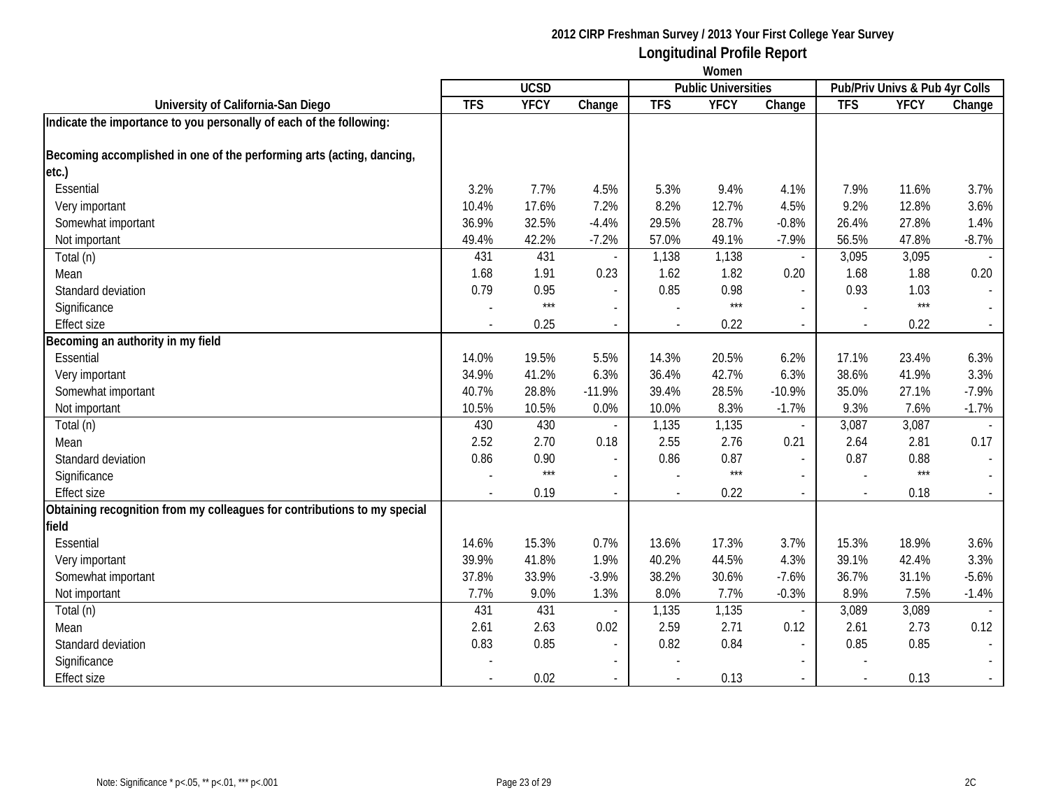# 2012 CIRP Freshman Survey / 2013 Your First College Year Survey
## Longitudinal Profile Report
### Women

| University of California-San Diego | UCSD | | | Public Universities | | | Pub/Priv Univs & Pub 4yr Colls | | |
|---|---|---|---|---|---|---|---|---|---|
| | TFS | YFCY | Change | TFS | YFCY | Change | TFS | YFCY | Change |
| **Indicate the importance to you personally of each of the following:** | | | | | | | | | |
| **Becoming accomplished in one of the performing arts (acting, dancing, etc.)** | | | | | | | | | |
| Essential | 3.2% | 7.7% | 4.5% | 5.3% | 9.4% | 4.1% | 7.9% | 11.6% | 3.7% |
| Very important | 10.4% | 17.6% | 7.2% | 8.2% | 12.7% | 4.5% | 9.2% | 12.8% | 3.6% |
| Somewhat important | 36.9% | 32.5% | -4.4% | 29.5% | 28.7% | -0.8% | 26.4% | 27.8% | 1.4% |
| Not important | 49.4% | 42.2% | -7.2% | 57.0% | 49.1% | -7.9% | 56.5% | 47.8% | -8.7% |
| Total (n) | 431 | 431 | - | 1,138 | 1,138 | - | 3,095 | 3,095 | - |
| Mean | 1.68 | 1.91 | 0.23 | 1.62 | 1.82 | 0.20 | 1.68 | 1.88 | 0.20 |
| Standard deviation | 0.79 | 0.95 | - | 0.85 | 0.98 | - | 0.93 | 1.03 | - |
| Significance | - | *** | - | - | *** | - | - | *** | - |
| Effect size | - | 0.25 | - | - | 0.22 | - | - | 0.22 | - |
| **Becoming an authority in my field** | | | | | | | | | |
| Essential | 14.0% | 19.5% | 5.5% | 14.3% | 20.5% | 6.2% | 17.1% | 23.4% | 6.3% |
| Very important | 34.9% | 41.2% | 6.3% | 36.4% | 42.7% | 6.3% | 38.6% | 41.9% | 3.3% |
| Somewhat important | 40.7% | 28.8% | -11.9% | 39.4% | 28.5% | -10.9% | 35.0% | 27.1% | -7.9% |
| Not important | 10.5% | 10.5% | 0.0% | 10.0% | 8.3% | -1.7% | 9.3% | 7.6% | -1.7% |
| Total (n) | 430 | 430 | - | 1,135 | 1,135 | - | 3,087 | 3,087 | - |
| Mean | 2.52 | 2.70 | 0.18 | 2.55 | 2.76 | 0.21 | 2.64 | 2.81 | 0.17 |
| Standard deviation | 0.86 | 0.90 | - | 0.86 | 0.87 | - | 0.87 | 0.88 | - |
| Significance | - | *** | - | - | *** | - | - | *** | - |
| Effect size | - | 0.19 | - | - | 0.22 | - | - | 0.18 | - |
| **Obtaining recognition from my colleagues for contributions to my special field** | | | | | | | | | |
| Essential | 14.6% | 15.3% | 0.7% | 13.6% | 17.3% | 3.7% | 15.3% | 18.9% | 3.6% |
| Very important | 39.9% | 41.8% | 1.9% | 40.2% | 44.5% | 4.3% | 39.1% | 42.4% | 3.3% |
| Somewhat important | 37.8% | 33.9% | -3.9% | 38.2% | 30.6% | -7.6% | 36.7% | 31.1% | -5.6% |
| Not important | 7.7% | 9.0% | 1.3% | 8.0% | 7.7% | -0.3% | 8.9% | 7.5% | -1.4% |
| Total (n) | 431 | 431 | - | 1,135 | 1,135 | - | 3,089 | 3,089 | - |
| Mean | 2.61 | 2.63 | 0.02 | 2.59 | 2.71 | 0.12 | 2.61 | 2.73 | 0.12 |
| Standard deviation | 0.83 | 0.85 | - | 0.82 | 0.84 | - | 0.85 | 0.85 | - |
| Significance | - | | - | - | | - | - | | - |
| Effect size | - | 0.02 | - | - | 0.13 | - | - | 0.13 | - |

Note: Significance * p<.05, ** p<.01, *** p<.001

2C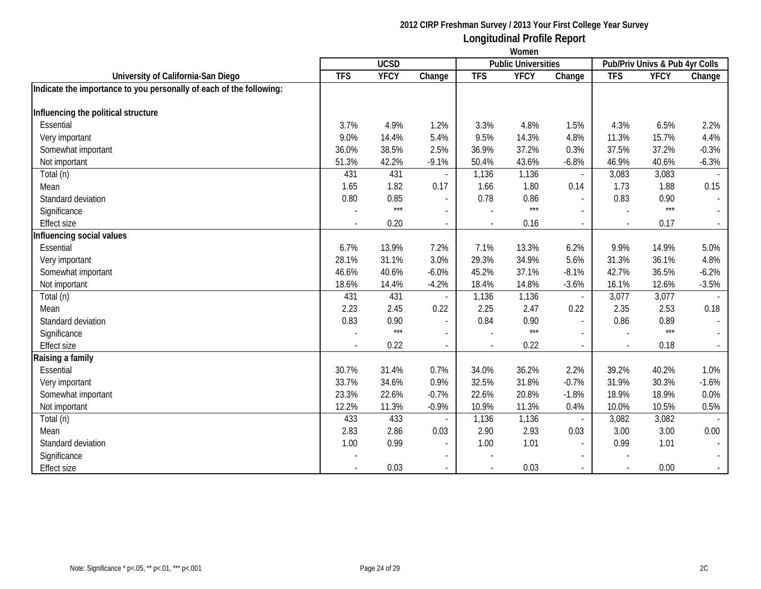# 2012 CIRP Freshman Survey / 2013 Your First College Year Survey

## Longitudinal Profile Report

### Women

| University of California-San Diego | UCSD | | | Public Universities | | | Pub/Priv Univs & Pub 4yr Colls | | |
|---|---|---|---|---|---|---|---|---|---|
| | TFS | YFCY | Change | TFS | YFCY | Change | TFS | YFCY | Change |
| **Indicate the importance to you personally of each of the following:** | | | | | | | | | |
| **Influencing the political structure** | | | | | | | | | |
| Essential | 3.7% | 4.9% | 1.2% | 3.3% | 4.8% | 1.5% | 4.3% | 6.5% | 2.2% |
| Very important | 9.0% | 14.4% | 5.4% | 9.5% | 14.3% | 4.8% | 11.3% | 15.7% | 4.4% |
| Somewhat important | 36.0% | 38.5% | 2.5% | 36.9% | 37.2% | 0.3% | 37.5% | 37.2% | -0.3% |
| Not important | 51.3% | 42.2% | -9.1% | 50.4% | 43.6% | -6.8% | 46.9% | 40.6% | -6.3% |
| Total (n) | 431 | 431 | - | 1,136 | 1,136 | - | 3,083 | 3,083 | - |
| Mean | 1.65 | 1.82 | 0.17 | 1.66 | 1.80 | 0.14 | 1.73 | 1.88 | 0.15 |
| Standard deviation | 0.80 | 0.85 | - | 0.78 | 0.86 | - | 0.83 | 0.90 | - |
| Significance | - | *** | - | - | *** | - | - | *** | - |
| Effect size | - | 0.20 | - | - | 0.16 | - | - | 0.17 | - |
| **Influencing social values** | | | | | | | | | |
| Essential | 6.7% | 13.9% | 7.2% | 7.1% | 13.3% | 6.2% | 9.9% | 14.9% | 5.0% |
| Very important | 28.1% | 31.1% | 3.0% | 29.3% | 34.9% | 5.6% | 31.3% | 36.1% | 4.8% |
| Somewhat important | 46.6% | 40.6% | -6.0% | 45.2% | 37.1% | -8.1% | 42.7% | 36.5% | -6.2% |
| Not important | 18.6% | 14.4% | -4.2% | 18.4% | 14.8% | -3.6% | 16.1% | 12.6% | -3.5% |
| Total (n) | 431 | 431 | - | 1,136 | 1,136 | - | 3,077 | 3,077 | - |
| Mean | 2.23 | 2.45 | 0.22 | 2.25 | 2.47 | 0.22 | 2.35 | 2.53 | 0.18 |
| Standard deviation | 0.83 | 0.90 | - | 0.84 | 0.90 | - | 0.86 | 0.89 | - |
| Significance | - | *** | - | - | *** | - | - | *** | - |
| Effect size | - | 0.22 | - | - | 0.22 | - | - | 0.18 | - |
| **Raising a family** | | | | | | | | | |
| Essential | 30.7% | 31.4% | 0.7% | 34.0% | 36.2% | 2.2% | 39.2% | 40.2% | 1.0% |
| Very important | 33.7% | 34.6% | 0.9% | 32.5% | 31.8% | -0.7% | 31.9% | 30.3% | -1.6% |
| Somewhat important | 23.3% | 22.6% | -0.7% | 22.6% | 20.8% | -1.8% | 18.9% | 18.9% | 0.0% |
| Not important | 12.2% | 11.3% | -0.9% | 10.9% | 11.3% | 0.4% | 10.0% | 10.5% | 0.5% |
| Total (n) | 433 | 433 | - | 1,136 | 1,136 | - | 3,082 | 3,082 | - |
| Mean | 2.83 | 2.86 | 0.03 | 2.90 | 2.93 | 0.03 | 3.00 | 3.00 | 0.00 |
| Standard deviation | 1.00 | 0.99 | - | 1.00 | 1.01 | - | 0.99 | 1.01 | - |
| Significance | - | | - | - | | - | - | | - |
| Effect size | - | 0.03 | - | - | 0.03 | - | - | 0.00 | - |

Note: Significance * p<.05, ** p<.01, *** p<.001

2C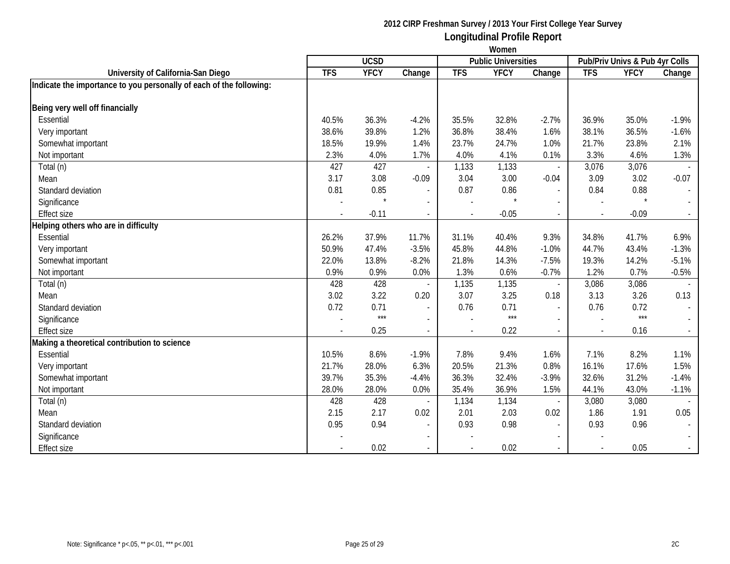**2012 CIRP Freshman Survey / 2013 Your First College Year Survey**

**Longitudinal Profile Report**

**Women**

| University of California-San Diego | UCSD | | | Public Universities | | | Pub/Priv Univs & Pub 4yr Colls | | |
|---|---|---|---|---|---|---|---|---|---|
| | TFS | YFCY | Change | TFS | YFCY | Change | TFS | YFCY | Change |
| **Indicate the importance to you personally of each of the following:** | | | | | | | | | |
| **Being very well off financially** | | | | | | | | | |
| Essential | 40.5% | 36.3% | -4.2% | 35.5% | 32.8% | -2.7% | 36.9% | 35.0% | -1.9% |
| Very important | 38.6% | 39.8% | 1.2% | 36.8% | 38.4% | 1.6% | 38.1% | 36.5% | -1.6% |
| Somewhat important | 18.5% | 19.9% | 1.4% | 23.7% | 24.7% | 1.0% | 21.7% | 23.8% | 2.1% |
| Not important | 2.3% | 4.0% | 1.7% | 4.0% | 4.1% | 0.1% | 3.3% | 4.6% | 1.3% |
| Total (n) | 427 | 427 | - | 1,133 | 1,133 | - | 3,076 | 3,076 | - |
| Mean | 3.17 | 3.08 | -0.09 | 3.04 | 3.00 | -0.04 | 3.09 | 3.02 | -0.07 |
| Standard deviation | 0.81 | 0.85 | - | 0.87 | 0.86 | - | 0.84 | 0.88 | - |
| Significance | - | * | - | - | * | - | - | * | - |
| Effect size | - | -0.11 | - | - | -0.05 | - | - | -0.09 | - |
| **Helping others who are in difficulty** | | | | | | | | | |
| Essential | 26.2% | 37.9% | 11.7% | 31.1% | 40.4% | 9.3% | 34.8% | 41.7% | 6.9% |
| Very important | 50.9% | 47.4% | -3.5% | 45.8% | 44.8% | -1.0% | 44.7% | 43.4% | -1.3% |
| Somewhat important | 22.0% | 13.8% | -8.2% | 21.8% | 14.3% | -7.5% | 19.3% | 14.2% | -5.1% |
| Not important | 0.9% | 0.9% | 0.0% | 1.3% | 0.6% | -0.7% | 1.2% | 0.7% | -0.5% |
| Total (n) | 428 | 428 | - | 1,135 | 1,135 | - | 3,086 | 3,086 | - |
| Mean | 3.02 | 3.22 | 0.20 | 3.07 | 3.25 | 0.18 | 3.13 | 3.26 | 0.13 |
| Standard deviation | 0.72 | 0.71 | - | 0.76 | 0.71 | - | 0.76 | 0.72 | - |
| Significance | - | *** | - | - | *** | - | - | *** | - |
| Effect size | - | 0.25 | - | - | 0.22 | - | - | 0.16 | - |
| **Making a theoretical contribution to science** | | | | | | | | | |
| Essential | 10.5% | 8.6% | -1.9% | 7.8% | 9.4% | 1.6% | 7.1% | 8.2% | 1.1% |
| Very important | 21.7% | 28.0% | 6.3% | 20.5% | 21.3% | 0.8% | 16.1% | 17.6% | 1.5% |
| Somewhat important | 39.7% | 35.3% | -4.4% | 36.3% | 32.4% | -3.9% | 32.6% | 31.2% | -1.4% |
| Not important | 28.0% | 28.0% | 0.0% | 35.4% | 36.9% | 1.5% | 44.1% | 43.0% | -1.1% |
| Total (n) | 428 | 428 | - | 1,134 | 1,134 | - | 3,080 | 3,080 | - |
| Mean | 2.15 | 2.17 | 0.02 | 2.01 | 2.03 | 0.02 | 1.86 | 1.91 | 0.05 |
| Standard deviation | 0.95 | 0.94 | - | 0.93 | 0.98 | - | 0.93 | 0.96 | - |
| Significance | - | | - | - | | - | - | | - |
| Effect size | - | 0.02 | - | - | 0.02 | - | - | 0.05 | - |

Note: Significance * p<.05, ** p<.01, *** p<.001

2C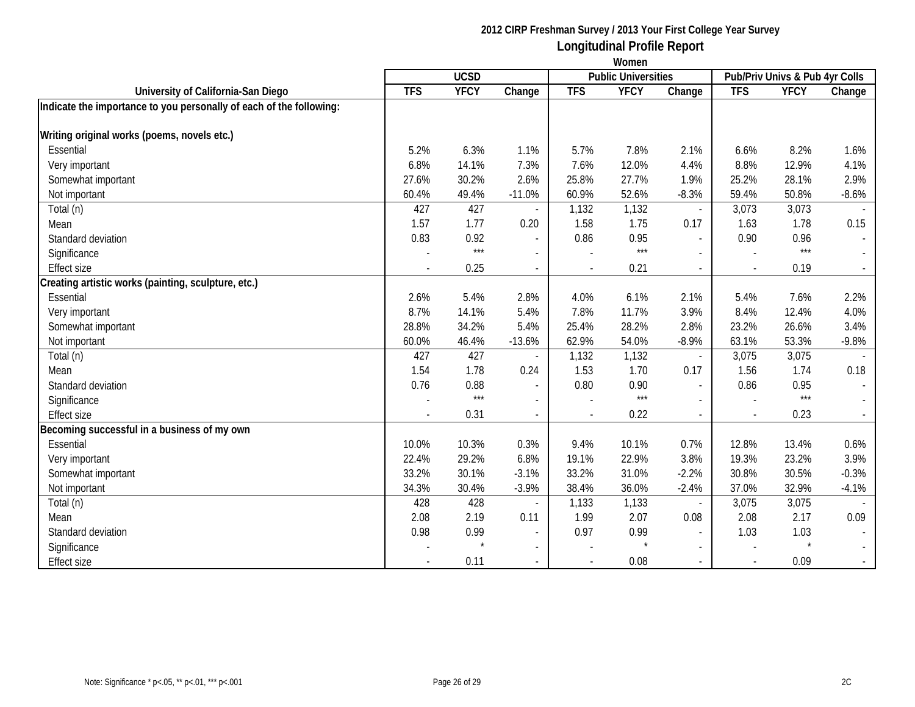**2012 CIRP Freshman Survey / 2013 Your First College Year Survey**

## Longitudinal Profile Report

**Women**

| University of California-San Diego | UCSD | | | Public Universities | | | Pub/Priv Univs & Pub 4yr Colls | | |
|---|---|---|---|---|---|---|---|---|---|
| | TFS | YFCY | Change | TFS | YFCY | Change | TFS | YFCY | Change |
| **Indicate the importance to you personally of each of the following:** | | | | | | | | | |
| **Writing original works (poems, novels etc.)** | | | | | | | | | |
| Essential | 5.2% | 6.3% | 1.1% | 5.7% | 7.8% | 2.1% | 6.6% | 8.2% | 1.6% |
| Very important | 6.8% | 14.1% | 7.3% | 7.6% | 12.0% | 4.4% | 8.8% | 12.9% | 4.1% |
| Somewhat important | 27.6% | 30.2% | 2.6% | 25.8% | 27.7% | 1.9% | 25.2% | 28.1% | 2.9% |
| Not important | 60.4% | 49.4% | -11.0% | 60.9% | 52.6% | -8.3% | 59.4% | 50.8% | -8.6% |
| Total (n) | 427 | 427 | - | 1,132 | 1,132 | - | 3,073 | 3,073 | - |
| Mean | 1.57 | 1.77 | 0.20 | 1.58 | 1.75 | 0.17 | 1.63 | 1.78 | 0.15 |
| Standard deviation | 0.83 | 0.92 | - | 0.86 | 0.95 | - | 0.90 | 0.96 | - |
| Significance | - | *** | - | - | *** | - | - | *** | - |
| Effect size | - | 0.25 | - | - | 0.21 | - | - | 0.19 | - |
| **Creating artistic works (painting, sculpture, etc.)** | | | | | | | | | |
| Essential | 2.6% | 5.4% | 2.8% | 4.0% | 6.1% | 2.1% | 5.4% | 7.6% | 2.2% |
| Very important | 8.7% | 14.1% | 5.4% | 7.8% | 11.7% | 3.9% | 8.4% | 12.4% | 4.0% |
| Somewhat important | 28.8% | 34.2% | 5.4% | 25.4% | 28.2% | 2.8% | 23.2% | 26.6% | 3.4% |
| Not important | 60.0% | 46.4% | -13.6% | 62.9% | 54.0% | -8.9% | 63.1% | 53.3% | -9.8% |
| Total (n) | 427 | 427 | - | 1,132 | 1,132 | - | 3,075 | 3,075 | - |
| Mean | 1.54 | 1.78 | 0.24 | 1.53 | 1.70 | 0.17 | 1.56 | 1.74 | 0.18 |
| Standard deviation | 0.76 | 0.88 | - | 0.80 | 0.90 | - | 0.86 | 0.95 | - |
| Significance | - | *** | - | - | *** | - | - | *** | - |
| Effect size | - | 0.31 | - | - | 0.22 | - | - | 0.23 | - |
| **Becoming successful in a business of my own** | | | | | | | | | |
| Essential | 10.0% | 10.3% | 0.3% | 9.4% | 10.1% | 0.7% | 12.8% | 13.4% | 0.6% |
| Very important | 22.4% | 29.2% | 6.8% | 19.1% | 22.9% | 3.8% | 19.3% | 23.2% | 3.9% |
| Somewhat important | 33.2% | 30.1% | -3.1% | 33.2% | 31.0% | -2.2% | 30.8% | 30.5% | -0.3% |
| Not important | 34.3% | 30.4% | -3.9% | 38.4% | 36.0% | -2.4% | 37.0% | 32.9% | -4.1% |
| Total (n) | 428 | 428 | - | 1,133 | 1,133 | - | 3,075 | 3,075 | - |
| Mean | 2.08 | 2.19 | 0.11 | 1.99 | 2.07 | 0.08 | 2.08 | 2.17 | 0.09 |
| Standard deviation | 0.98 | 0.99 | - | 0.97 | 0.99 | - | 1.03 | 1.03 | - |
| Significance | - | * | - | - | * | - | - | * | - |
| Effect size | - | 0.11 | - | - | 0.08 | - | - | 0.09 | - |

Note: Significance * p<.05, ** p<.01, *** p<.001

2C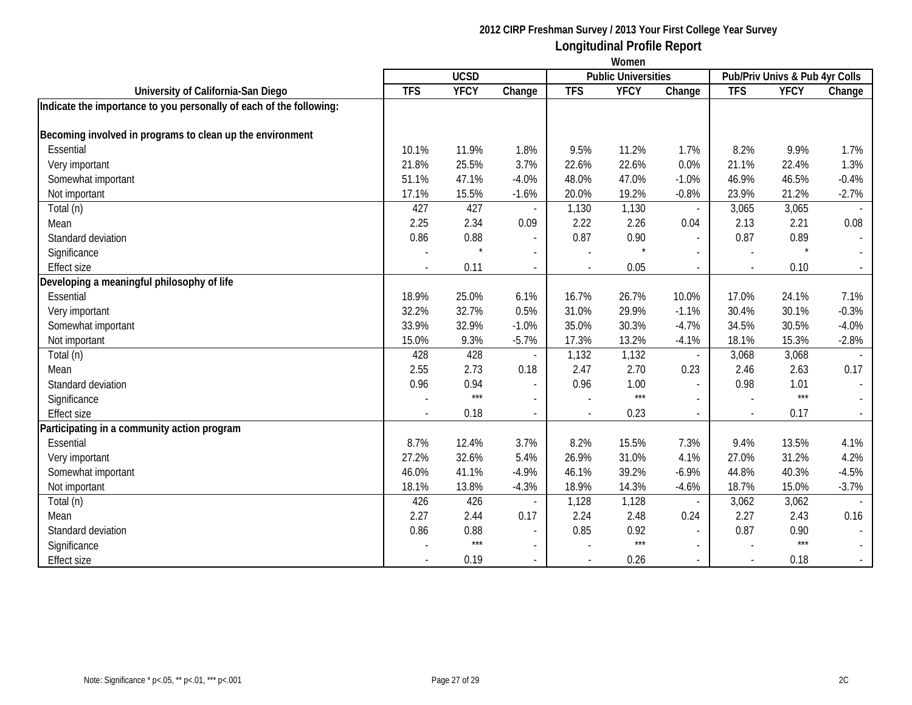# 2012 CIRP Freshman Survey / 2013 Your First College Year Survey

## Longitudinal Profile Report

### Women

| University of California-San Diego | UCSD | | | Public Universities | | | Pub/Priv Univs & Pub 4yr Colls | | |
|---|---|---|---|---|---|---|---|---|---|
| | TFS | YFCY | Change | TFS | YFCY | Change | TFS | YFCY | Change |
| **Indicate the importance to you personally of each of the following:** | | | | | | | | | |
| **Becoming involved in programs to clean up the environment** | | | | | | | | | |
| Essential | 10.1% | 11.9% | 1.8% | 9.5% | 11.2% | 1.7% | 8.2% | 9.9% | 1.7% |
| Very important | 21.8% | 25.5% | 3.7% | 22.6% | 22.6% | 0.0% | 21.1% | 22.4% | 1.3% |
| Somewhat important | 51.1% | 47.1% | -4.0% | 48.0% | 47.0% | -1.0% | 46.9% | 46.5% | -0.4% |
| Not important | 17.1% | 15.5% | -1.6% | 20.0% | 19.2% | -0.8% | 23.9% | 21.2% | -2.7% |
| Total (n) | 427 | 427 | - | 1,130 | 1,130 | - | 3,065 | 3,065 | - |
| Mean | 2.25 | 2.34 | 0.09 | 2.22 | 2.26 | 0.04 | 2.13 | 2.21 | 0.08 |
| Standard deviation | 0.86 | 0.88 | - | 0.87 | 0.90 | - | 0.87 | 0.89 | - |
| Significance | - | * | - | - | * | - | - | * | - |
| Effect size | - | 0.11 | - | - | 0.05 | - | - | 0.10 | - |
| **Developing a meaningful philosophy of life** | | | | | | | | | |
| Essential | 18.9% | 25.0% | 6.1% | 16.7% | 26.7% | 10.0% | 17.0% | 24.1% | 7.1% |
| Very important | 32.2% | 32.7% | 0.5% | 31.0% | 29.9% | -1.1% | 30.4% | 30.1% | -0.3% |
| Somewhat important | 33.9% | 32.9% | -1.0% | 35.0% | 30.3% | -4.7% | 34.5% | 30.5% | -4.0% |
| Not important | 15.0% | 9.3% | -5.7% | 17.3% | 13.2% | -4.1% | 18.1% | 15.3% | -2.8% |
| Total (n) | 428 | 428 | - | 1,132 | 1,132 | - | 3,068 | 3,068 | - |
| Mean | 2.55 | 2.73 | 0.18 | 2.47 | 2.70 | 0.23 | 2.46 | 2.63 | 0.17 |
| Standard deviation | 0.96 | 0.94 | - | 0.96 | 1.00 | - | 0.98 | 1.01 | - |
| Significance | - | *** | - | - | *** | - | - | *** | - |
| Effect size | - | 0.18 | - | - | 0.23 | - | - | 0.17 | - |
| **Participating in a community action program** | | | | | | | | | |
| Essential | 8.7% | 12.4% | 3.7% | 8.2% | 15.5% | 7.3% | 9.4% | 13.5% | 4.1% |
| Very important | 27.2% | 32.6% | 5.4% | 26.9% | 31.0% | 4.1% | 27.0% | 31.2% | 4.2% |
| Somewhat important | 46.0% | 41.1% | -4.9% | 46.1% | 39.2% | -6.9% | 44.8% | 40.3% | -4.5% |
| Not important | 18.1% | 13.8% | -4.3% | 18.9% | 14.3% | -4.6% | 18.7% | 15.0% | -3.7% |
| Total (n) | 426 | 426 | - | 1,128 | 1,128 | - | 3,062 | 3,062 | - |
| Mean | 2.27 | 2.44 | 0.17 | 2.24 | 2.48 | 0.24 | 2.27 | 2.43 | 0.16 |
| Standard deviation | 0.86 | 0.88 | - | 0.85 | 0.92 | - | 0.87 | 0.90 | - |
| Significance | - | *** | - | - | *** | - | - | *** | - |
| Effect size | - | 0.19 | - | - | 0.26 | - | - | 0.18 | - |

Note: Significance * p<.05, ** p<.01, *** p<.001

2C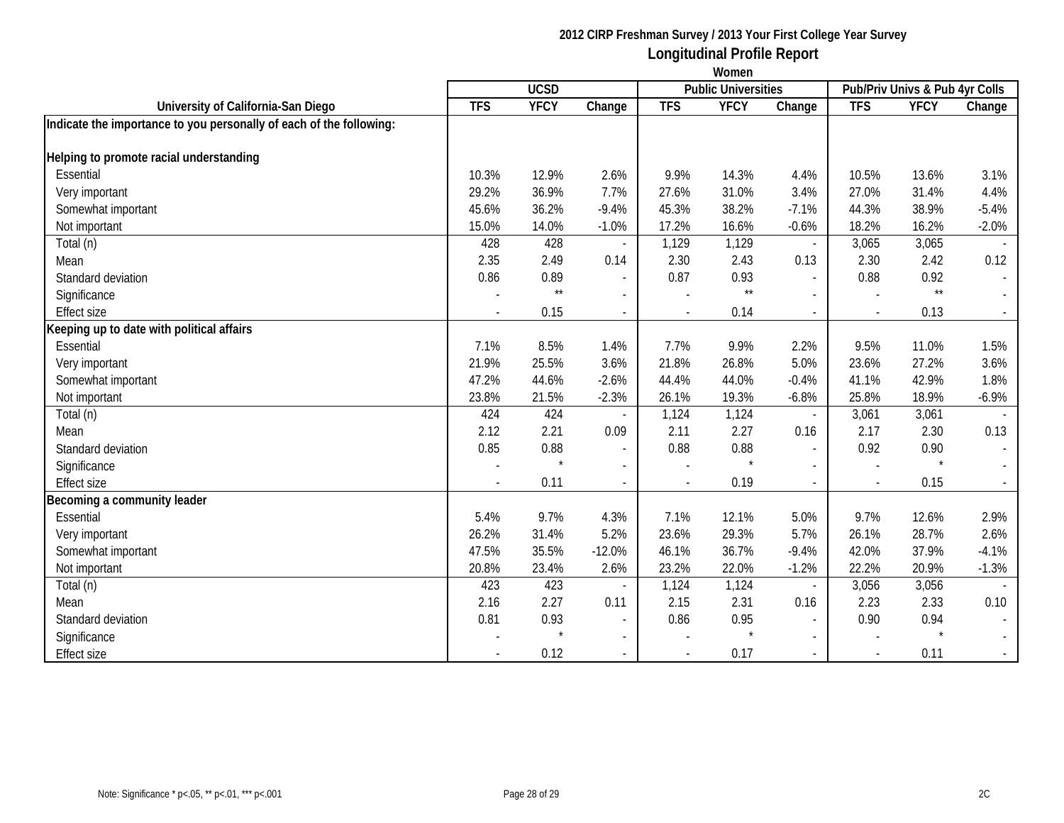**2012 CIRP Freshman Survey / 2013 Your First College Year Survey**

**Longitudinal Profile Report**

**Women**

| University of California-San Diego | UCSD | | | Public Universities | | | Pub/Priv Univs & Pub 4yr Colls | | |
|---|---|---|---|---|---|---|---|---|---|
| | TFS | YFCY | Change | TFS | YFCY | Change | TFS | YFCY | Change |
| **Indicate the importance to you personally of each of the following:** | | | | | | | | | |
| **Helping to promote racial understanding** | | | | | | | | | |
| Essential | 10.3% | 12.9% | 2.6% | 9.9% | 14.3% | 4.4% | 10.5% | 13.6% | 3.1% |
| Very important | 29.2% | 36.9% | 7.7% | 27.6% | 31.0% | 3.4% | 27.0% | 31.4% | 4.4% |
| Somewhat important | 45.6% | 36.2% | -9.4% | 45.3% | 38.2% | -7.1% | 44.3% | 38.9% | -5.4% |
| Not important | 15.0% | 14.0% | -1.0% | 17.2% | 16.6% | -0.6% | 18.2% | 16.2% | -2.0% |
| Total (n) | 428 | 428 | - | 1,129 | 1,129 | - | 3,065 | 3,065 | - |
| Mean | 2.35 | 2.49 | 0.14 | 2.30 | 2.43 | 0.13 | 2.30 | 2.42 | 0.12 |
| Standard deviation | 0.86 | 0.89 | - | 0.87 | 0.93 | - | 0.88 | 0.92 | - |
| Significance | - | ** | - | - | ** | - | - | ** | - |
| Effect size | - | 0.15 | - | - | 0.14 | - | - | 0.13 | - |
| **Keeping up to date with political affairs** | | | | | | | | | |
| Essential | 7.1% | 8.5% | 1.4% | 7.7% | 9.9% | 2.2% | 9.5% | 11.0% | 1.5% |
| Very important | 21.9% | 25.5% | 3.6% | 21.8% | 26.8% | 5.0% | 23.6% | 27.2% | 3.6% |
| Somewhat important | 47.2% | 44.6% | -2.6% | 44.4% | 44.0% | -0.4% | 41.1% | 42.9% | 1.8% |
| Not important | 23.8% | 21.5% | -2.3% | 26.1% | 19.3% | -6.8% | 25.8% | 18.9% | -6.9% |
| Total (n) | 424 | 424 | - | 1,124 | 1,124 | - | 3,061 | 3,061 | - |
| Mean | 2.12 | 2.21 | 0.09 | 2.11 | 2.27 | 0.16 | 2.17 | 2.30 | 0.13 |
| Standard deviation | 0.85 | 0.88 | - | 0.88 | 0.88 | - | 0.92 | 0.90 | - |
| Significance | - | * | - | - | * | - | - | * | - |
| Effect size | - | 0.11 | - | - | 0.19 | - | - | 0.15 | - |
| **Becoming a community leader** | | | | | | | | | |
| Essential | 5.4% | 9.7% | 4.3% | 7.1% | 12.1% | 5.0% | 9.7% | 12.6% | 2.9% |
| Very important | 26.2% | 31.4% | 5.2% | 23.6% | 29.3% | 5.7% | 26.1% | 28.7% | 2.6% |
| Somewhat important | 47.5% | 35.5% | -12.0% | 46.1% | 36.7% | -9.4% | 42.0% | 37.9% | -4.1% |
| Not important | 20.8% | 23.4% | 2.6% | 23.2% | 22.0% | -1.2% | 22.2% | 20.9% | -1.3% |
| Total (n) | 423 | 423 | - | 1,124 | 1,124 | - | 3,056 | 3,056 | - |
| Mean | 2.16 | 2.27 | 0.11 | 2.15 | 2.31 | 0.16 | 2.23 | 2.33 | 0.10 |
| Standard deviation | 0.81 | 0.93 | - | 0.86 | 0.95 | - | 0.90 | 0.94 | - |
| Significance | - | * | - | - | * | - | - | * | - |
| Effect size | - | 0.12 | - | - | 0.17 | - | - | 0.11 | - |

Note: Significance * p<.05, ** p<.01, *** p<.001

2C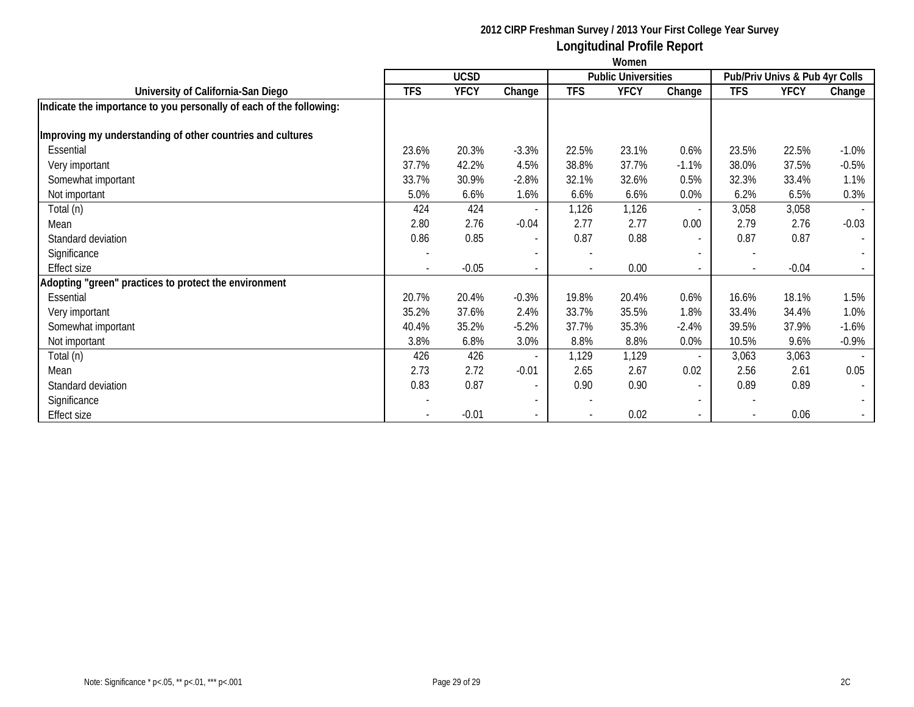**2012 CIRP Freshman Survey / 2013 Your First College Year Survey**

**Longitudinal Profile Report**

**Women**

| University of California-San Diego | UCSD | | | Public Universities | | | Pub/Priv Univs & Pub 4yr Colls | | |
|---|---|---|---|---|---|---|---|---|---|
| | TFS | YFCY | Change | TFS | YFCY | Change | TFS | YFCY | Change |
| **Indicate the importance to you personally of each of the following:** | | | | | | | | | |
| **Improving my understanding of other countries and cultures** | | | | | | | | | |
| Essential | 23.6% | 20.3% | -3.3% | 22.5% | 23.1% | 0.6% | 23.5% | 22.5% | -1.0% |
| Very important | 37.7% | 42.2% | 4.5% | 38.8% | 37.7% | -1.1% | 38.0% | 37.5% | -0.5% |
| Somewhat important | 33.7% | 30.9% | -2.8% | 32.1% | 32.6% | 0.5% | 32.3% | 33.4% | 1.1% |
| Not important | 5.0% | 6.6% | 1.6% | 6.6% | 6.6% | 0.0% | 6.2% | 6.5% | 0.3% |
| Total (n) | 424 | 424 | - | 1,126 | 1,126 | - | 3,058 | 3,058 | - |
| Mean | 2.80 | 2.76 | -0.04 | 2.77 | 2.77 | 0.00 | 2.79 | 2.76 | -0.03 |
| Standard deviation | 0.86 | 0.85 | - | 0.87 | 0.88 | - | 0.87 | 0.87 | - |
| Significance | - | | - | - | | - | - | | - |
| Effect size | - | -0.05 | - | - | 0.00 | - | - | -0.04 | - |
| **Adopting "green" practices to protect the environment** | | | | | | | | | |
| Essential | 20.7% | 20.4% | -0.3% | 19.8% | 20.4% | 0.6% | 16.6% | 18.1% | 1.5% |
| Very important | 35.2% | 37.6% | 2.4% | 33.7% | 35.5% | 1.8% | 33.4% | 34.4% | 1.0% |
| Somewhat important | 40.4% | 35.2% | -5.2% | 37.7% | 35.3% | -2.4% | 39.5% | 37.9% | -1.6% |
| Not important | 3.8% | 6.8% | 3.0% | 8.8% | 8.8% | 0.0% | 10.5% | 9.6% | -0.9% |
| Total (n) | 426 | 426 | - | 1,129 | 1,129 | - | 3,063 | 3,063 | - |
| Mean | 2.73 | 2.72 | -0.01 | 2.65 | 2.67 | 0.02 | 2.56 | 2.61 | 0.05 |
| Standard deviation | 0.83 | 0.87 | - | 0.90 | 0.90 | - | 0.89 | 0.89 | - |
| Significance | - | | - | - | | - | - | | - |
| Effect size | - | -0.01 | - | - | 0.02 | - | - | 0.06 | - |

Note: Significance * p<.05, ** p<.01, *** p<.001

2C